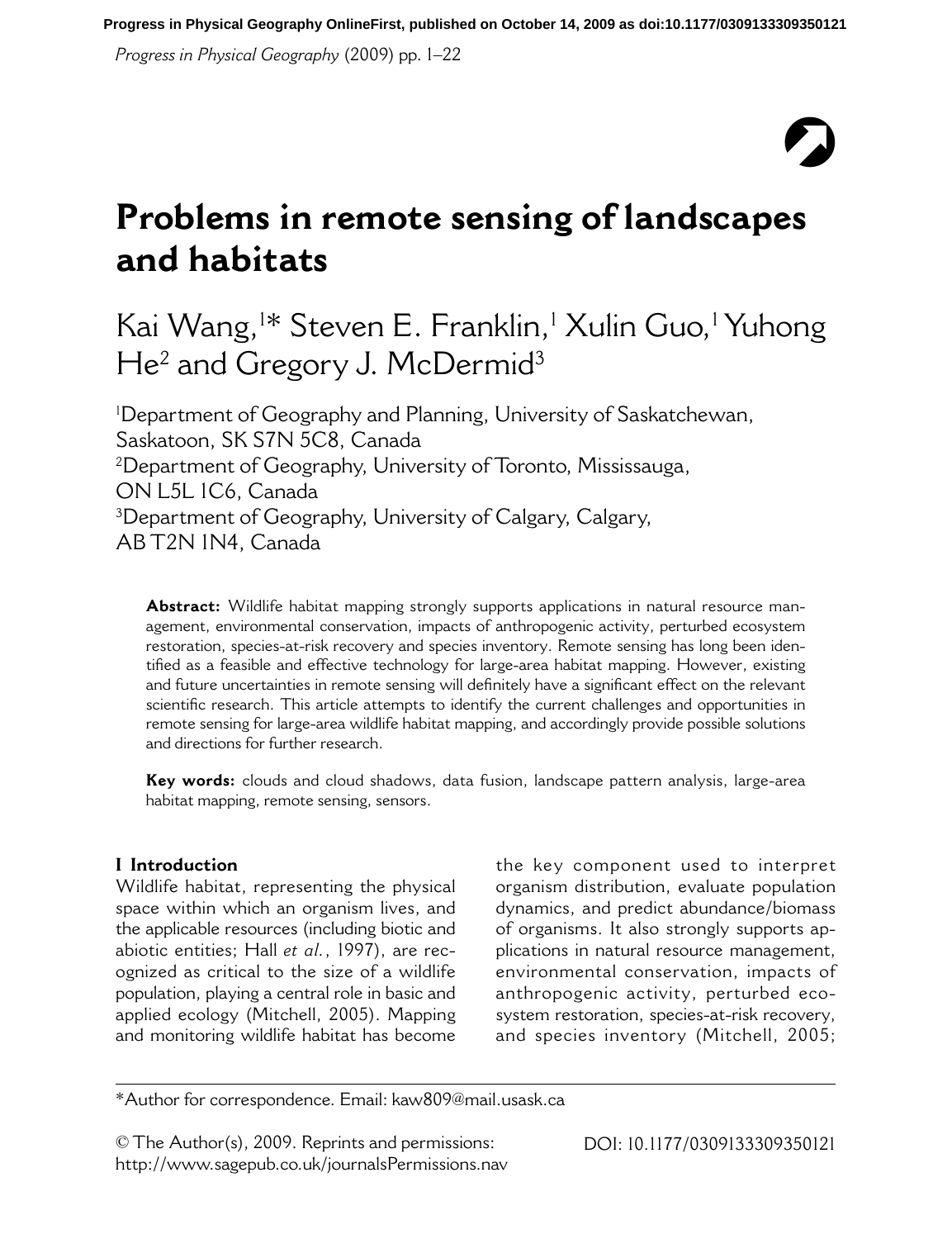# Problems in remote sensing of landscapes and habitats

Kai Wang,[1]* Steven E. Franklin,[1] Xulin Guo,[1] Yuhong He[2] and Gregory J. McDermid[3]

[1]Department of Geography and Planning, University of Saskatchewan, Saskatoon, SK S7N 5C8, Canada
[2]Department of Geography, University of Toronto, Mississauga, ON L5L 1C6, Canada
[3]Department of Geography, University of Calgary, Calgary, AB T2N 1N4, Canada

**Abstract:** Wildlife habitat mapping strongly supports applications in natural resource management, environmental conservation, impacts of anthropogenic activity, perturbed ecosystem restoration, species-at-risk recovery and species inventory. Remote sensing has long been identified as a feasible and effective technology for large-area habitat mapping. However, existing and future uncertainties in remote sensing will definitely have a significant effect on the relevant scientific research. This article attempts to identify the current challenges and opportunities in remote sensing for large-area wildlife habitat mapping, and accordingly provide possible solutions and directions for further research.

**Key words:** clouds and cloud shadows, data fusion, landscape pattern analysis, large-area habitat mapping, remote sensing, sensors.

## I Introduction

Wildlife habitat, representing the physical space within which an organism lives, and the applicable resources (including biotic and abiotic entities; Hall *et al.*, 1997), are recognized as critical to the size of a wildlife population, playing a central role in basic and applied ecology (Mitchell, 2005). Mapping and monitoring wildlife habitat has become the key component used to interpret organism distribution, evaluate population dynamics, and predict abundance/biomass of organisms. It also strongly supports applications in natural resource management, environmental conservation, impacts of anthropogenic activity, perturbed ecosystem restoration, species-at-risk recovery, and species inventory (Mitchell, 2005;

*Author for correspondence. Email: kaw809@mail.usask.ca

© The Author(s), 2009. Reprints and permissions: http://www.sagepub.co.uk/journalsPermissions.nav

DOI: 10.1177/0309133309350121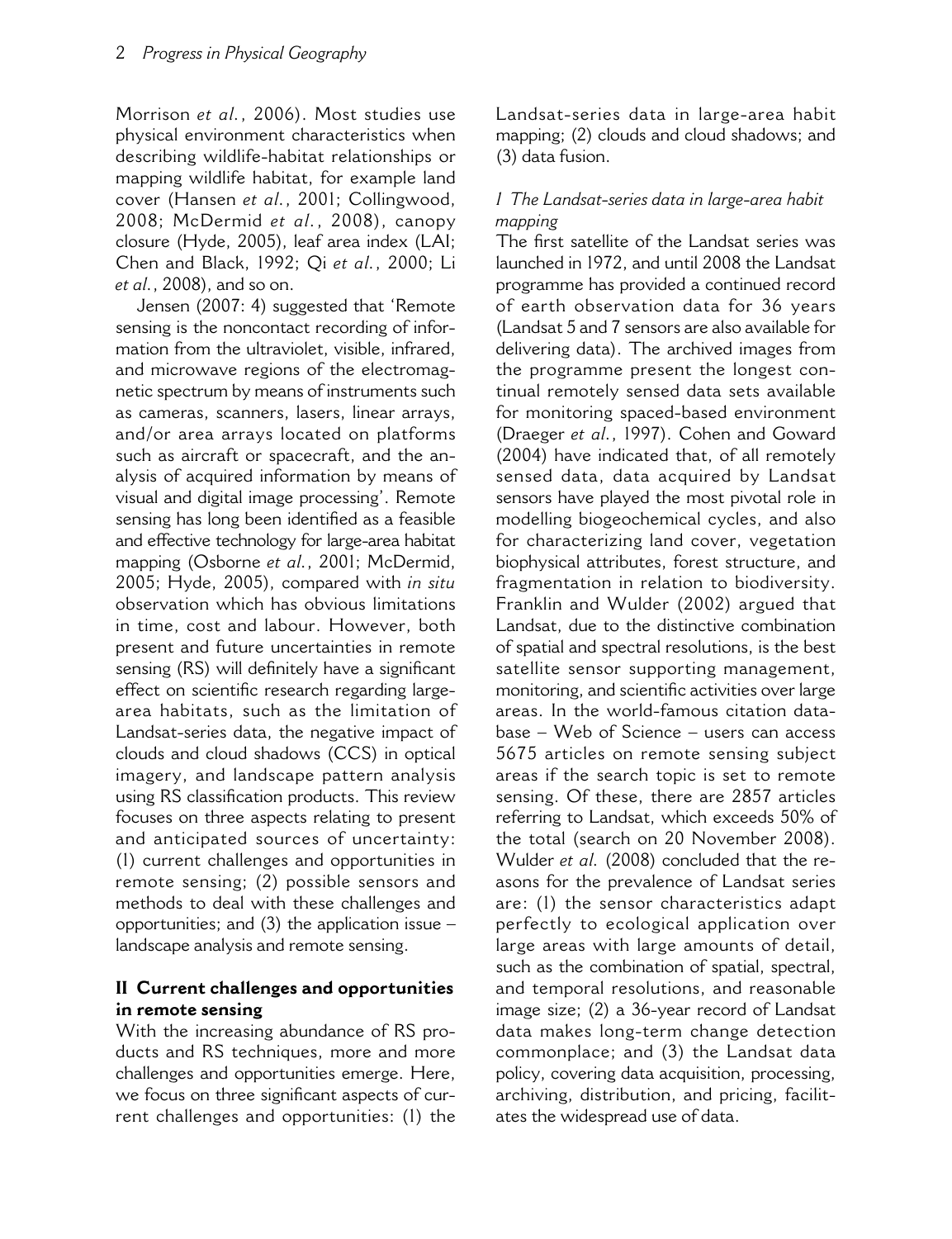Morrison *et al.*, 2006). Most studies use physical environment characteristics when describing wildlife-habitat relationships or mapping wildlife habitat, for example land cover (Hansen *et al.*, 2001; Collingwood, 2008; McDermid *et al.*, 2008), canopy closure (Hyde, 2005), leaf area index (LAI; Chen and Black, 1992; Qi *et al.*, 2000; Li *et al.*, 2008), and so on.

Jensen (2007: 4) suggested that 'Remote sensing is the noncontact recording of information from the ultraviolet, visible, infrared, and microwave regions of the electromagnetic spectrum by means of instruments such as cameras, scanners, lasers, linear arrays, and/or area arrays located on platforms such as aircraft or spacecraft, and the analysis of acquired information by means of visual and digital image processing'. Remote sensing has long been identified as a feasible and effective technology for large-area habitat mapping (Osborne *et al.*, 2001; McDermid, 2005; Hyde, 2005), compared with *in situ* observation which has obvious limitations in time, cost and labour. However, both present and future uncertainties in remote sensing (RS) will definitely have a significant effect on scientific research regarding large-area habitats, such as the limitation of Landsat-series data, the negative impact of clouds and cloud shadows (CCS) in optical imagery, and landscape pattern analysis using RS classification products. This review focuses on three aspects relating to present and anticipated sources of uncertainty: (1) current challenges and opportunities in remote sensing; (2) possible sensors and methods to deal with these challenges and opportunities; and (3) the application issue – landscape analysis and remote sensing.

## II Current challenges and opportunities in remote sensing

With the increasing abundance of RS products and RS techniques, more and more challenges and opportunities emerge. Here, we focus on three significant aspects of current challenges and opportunities: (1) the Landsat-series data in large-area habit mapping; (2) clouds and cloud shadows; and (3) data fusion.

### *1 The Landsat-series data in large-area habit mapping*

The first satellite of the Landsat series was launched in 1972, and until 2008 the Landsat programme has provided a continued record of earth observation data for 36 years (Landsat 5 and 7 sensors are also available for delivering data). The archived images from the programme present the longest continual remotely sensed data sets available for monitoring spaced-based environment (Draeger *et al.*, 1997). Cohen and Goward (2004) have indicated that, of all remotely sensed data, data acquired by Landsat sensors have played the most pivotal role in modelling biogeochemical cycles, and also for characterizing land cover, vegetation biophysical attributes, forest structure, and fragmentation in relation to biodiversity. Franklin and Wulder (2002) argued that Landsat, due to the distinctive combination of spatial and spectral resolutions, is the best satellite sensor supporting management, monitoring, and scientific activities over large areas. In the world-famous citation database – Web of Science – users can access 5675 articles on remote sensing subject areas if the search topic is set to remote sensing. Of these, there are 2857 articles referring to Landsat, which exceeds 50% of the total (search on 20 November 2008). Wulder *et al.* (2008) concluded that the reasons for the prevalence of Landsat series are: (1) the sensor characteristics adapt perfectly to ecological application over large areas with large amounts of detail, such as the combination of spatial, spectral, and temporal resolutions, and reasonable image size; (2) a 36-year record of Landsat data makes long-term change detection commonplace; and (3) the Landsat data policy, covering data acquisition, processing, archiving, distribution, and pricing, facilitates the widespread use of data.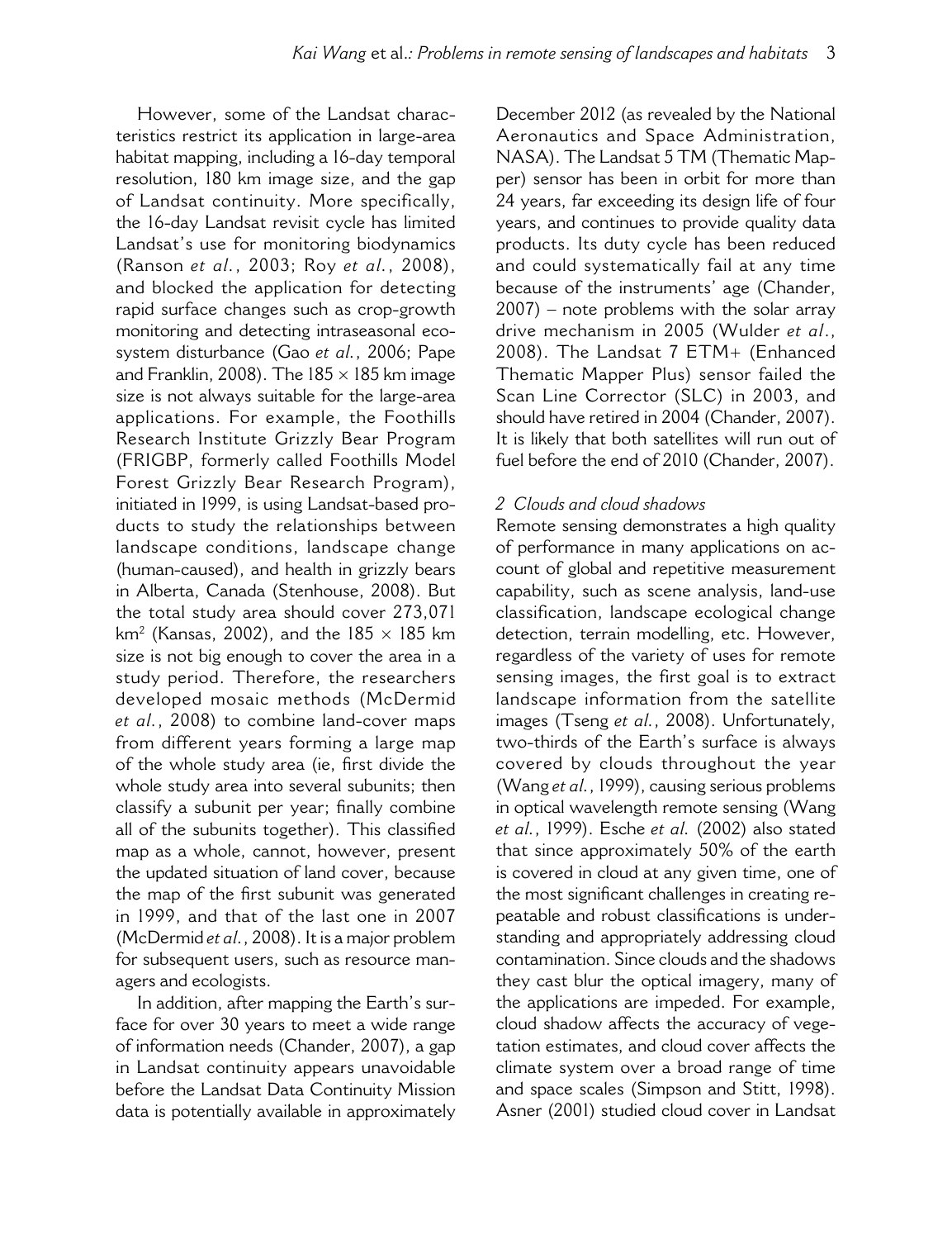However, some of the Landsat characteristics restrict its application in large-area habitat mapping, including a 16-day temporal resolution, 180 km image size, and the gap of Landsat continuity. More specifically, the 16-day Landsat revisit cycle has limited Landsat's use for monitoring biodynamics (Ranson *et al.*, 2003; Roy *et al.*, 2008), and blocked the application for detecting rapid surface changes such as crop-growth monitoring and detecting intraseasonal ecosystem disturbance (Gao *et al.*, 2006; Pape and Franklin, 2008). The 185 × 185 km image size is not always suitable for the large-area applications. For example, the Foothills Research Institute Grizzly Bear Program (FRIGBP, formerly called Foothills Model Forest Grizzly Bear Research Program), initiated in 1999, is using Landsat-based products to study the relationships between landscape conditions, landscape change (human-caused), and health in grizzly bears in Alberta, Canada (Stenhouse, 2008). But the total study area should cover 273,071 km$^2$ (Kansas, 2002), and the 185 × 185 km size is not big enough to cover the area in a study period. Therefore, the researchers developed mosaic methods (McDermid *et al.*, 2008) to combine land-cover maps from different years forming a large map of the whole study area (ie, first divide the whole study area into several subunits; then classify a subunit per year; finally combine all of the subunits together). This classified map as a whole, cannot, however, present the updated situation of land cover, because the map of the first subunit was generated in 1999, and that of the last one in 2007 (McDermid *et al.*, 2008). It is a major problem for subsequent users, such as resource managers and ecologists.

In addition, after mapping the Earth's surface for over 30 years to meet a wide range of information needs (Chander, 2007), a gap in Landsat continuity appears unavoidable before the Landsat Data Continuity Mission data is potentially available in approximately December 2012 (as revealed by the National Aeronautics and Space Administration, NASA). The Landsat 5 TM (Thematic Mapper) sensor has been in orbit for more than 24 years, far exceeding its design life of four years, and continues to provide quality data products. Its duty cycle has been reduced and could systematically fail at any time because of the instruments' age (Chander, 2007) – note problems with the solar array drive mechanism in 2005 (Wulder *et al.*, 2008). The Landsat 7 ETM+ (Enhanced Thematic Mapper Plus) sensor failed the Scan Line Corrector (SLC) in 2003, and should have retired in 2004 (Chander, 2007). It is likely that both satellites will run out of fuel before the end of 2010 (Chander, 2007).

### *2 Clouds and cloud shadows*

Remote sensing demonstrates a high quality of performance in many applications on account of global and repetitive measurement capability, such as scene analysis, land-use classification, landscape ecological change detection, terrain modelling, etc. However, regardless of the variety of uses for remote sensing images, the first goal is to extract landscape information from the satellite images (Tseng *et al.*, 2008). Unfortunately, two-thirds of the Earth's surface is always covered by clouds throughout the year (Wang *et al.*, 1999), causing serious problems in optical wavelength remote sensing (Wang *et al.*, 1999). Esche *et al.* (2002) also stated that since approximately 50% of the earth is covered in cloud at any given time, one of the most significant challenges in creating repeatable and robust classifications is understanding and appropriately addressing cloud contamination. Since clouds and the shadows they cast blur the optical imagery, many of the applications are impeded. For example, cloud shadow affects the accuracy of vegetation estimates, and cloud cover affects the climate system over a broad range of time and space scales (Simpson and Stitt, 1998). Asner (2001) studied cloud cover in Landsat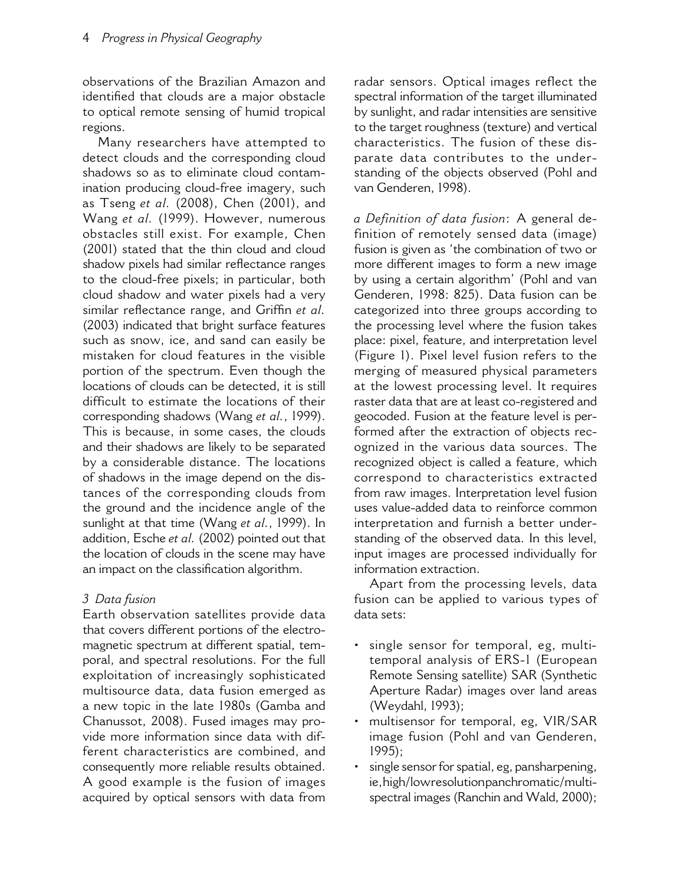observations of the Brazilian Amazon and identified that clouds are a major obstacle to optical remote sensing of humid tropical regions.

Many researchers have attempted to detect clouds and the corresponding cloud shadows so as to eliminate cloud contamination producing cloud-free imagery, such as Tseng *et al*. (2008), Chen (2001), and Wang *et al*. (1999). However, numerous obstacles still exist. For example, Chen (2001) stated that the thin cloud and cloud shadow pixels had similar reflectance ranges to the cloud-free pixels; in particular, both cloud shadow and water pixels had a very similar reflectance range, and Griffin *et al*. (2003) indicated that bright surface features such as snow, ice, and sand can easily be mistaken for cloud features in the visible portion of the spectrum. Even though the locations of clouds can be detected, it is still difficult to estimate the locations of their corresponding shadows (Wang *et al*., 1999). This is because, in some cases, the clouds and their shadows are likely to be separated by a considerable distance. The locations of shadows in the image depend on the distances of the corresponding clouds from the ground and the incidence angle of the sunlight at that time (Wang *et al*., 1999). In addition, Esche *et al*. (2002) pointed out that the location of clouds in the scene may have an impact on the classification algorithm.

### *3 Data fusion*

Earth observation satellites provide data that covers different portions of the electromagnetic spectrum at different spatial, temporal, and spectral resolutions. For the full exploitation of increasingly sophisticated multisource data, data fusion emerged as a new topic in the late 1980s (Gamba and Chanussot, 2008). Fused images may provide more information since data with different characteristics are combined, and consequently more reliable results obtained. A good example is the fusion of images acquired by optical sensors with data from radar sensors. Optical images reflect the spectral information of the target illuminated by sunlight, and radar intensities are sensitive to the target roughness (texture) and vertical characteristics. The fusion of these disparate data contributes to the understanding of the objects observed (Pohl and van Genderen, 1998).

*a Definition of data fusion*: A general definition of remotely sensed data (image) fusion is given as 'the combination of two or more different images to form a new image by using a certain algorithm' (Pohl and van Genderen, 1998: 825). Data fusion can be categorized into three groups according to the processing level where the fusion takes place: pixel, feature, and interpretation level (Figure 1). Pixel level fusion refers to the merging of measured physical parameters at the lowest processing level. It requires raster data that are at least co-registered and geocoded. Fusion at the feature level is performed after the extraction of objects recognized in the various data sources. The recognized object is called a feature, which correspond to characteristics extracted from raw images. Interpretation level fusion uses value-added data to reinforce common interpretation and furnish a better understanding of the observed data. In this level, input images are processed individually for information extraction.

Apart from the processing levels, data fusion can be applied to various types of data sets:

- single sensor for temporal, eg, multitemporal analysis of ERS-1 (European Remote Sensing satellite) SAR (Synthetic Aperture Radar) images over land areas (Weydahl, 1993);
- multisensor for temporal, eg, VIR/SAR image fusion (Pohl and van Genderen, 1995);
- single sensor for spatial, eg, pansharpening, ie, high/low resolution panchromatic/multispectral images (Ranchin and Wald, 2000);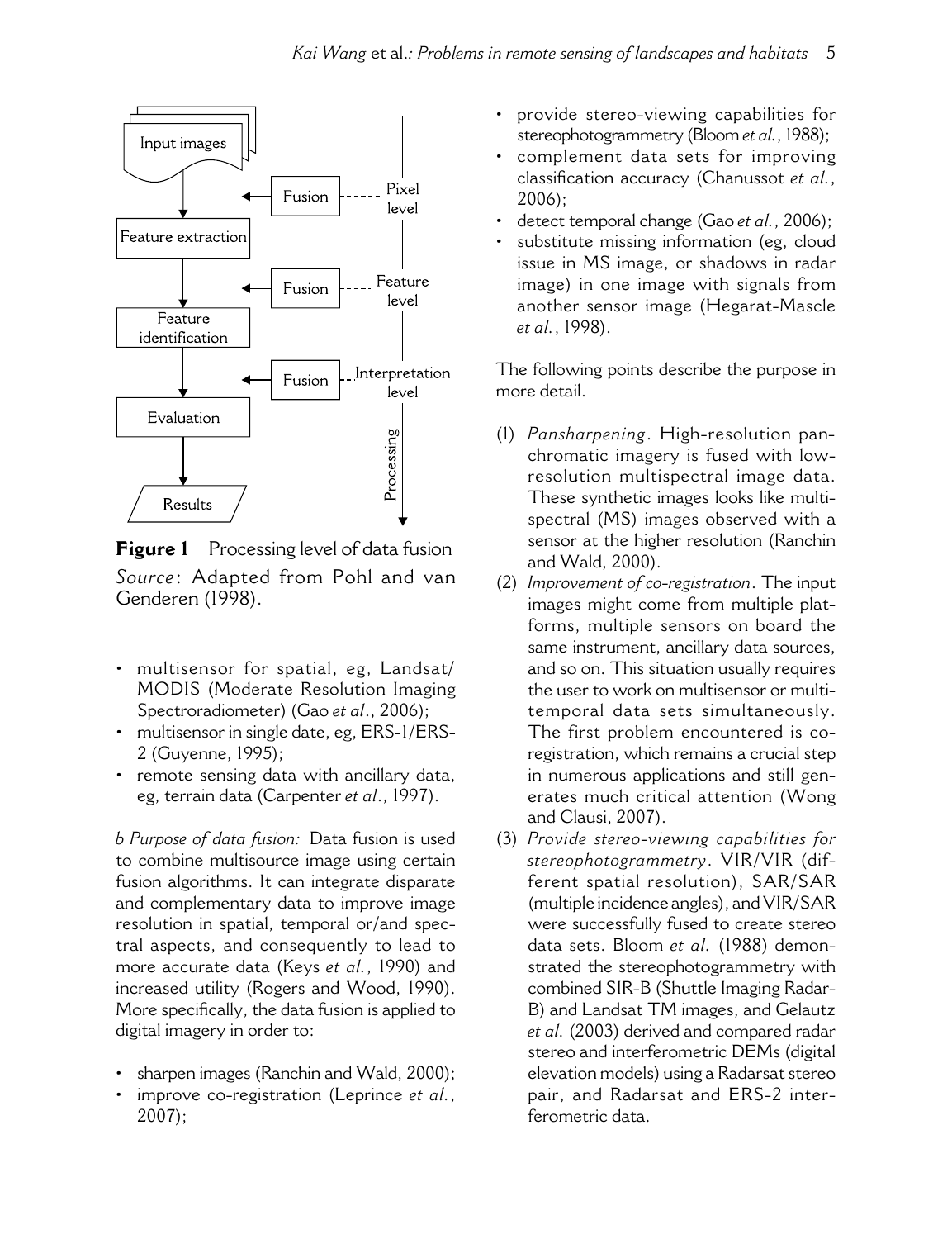**Figure 1** Processing level of data fusion

*Source*: Adapted from Pohl and van Genderen (1998).

- multisensor for spatial, eg, Landsat/MODIS (Moderate Resolution Imaging Spectroradiometer) (Gao *et al*., 2006);
- multisensor in single date, eg, ERS-1/ERS-2 (Guyenne, 1995);
- remote sensing data with ancillary data, eg, terrain data (Carpenter *et al*., 1997).

*b Purpose of data fusion:* Data fusion is used to combine multisource image using certain fusion algorithms. It can integrate disparate and complementary data to improve image resolution in spatial, temporal or/and spectral aspects, and consequently to lead to more accurate data (Keys *et al.*, 1990) and increased utility (Rogers and Wood, 1990). More specifically, the data fusion is applied to digital imagery in order to:

- sharpen images (Ranchin and Wald, 2000);
- improve co-registration (Leprince *et al.*, 2007);
- provide stereo-viewing capabilities for stereophotogrammetry (Bloom *et al.*, 1988);
- complement data sets for improving classification accuracy (Chanussot *et al.*, 2006);
- detect temporal change (Gao *et al.*, 2006);
- substitute missing information (eg, cloud issue in MS image, or shadows in radar image) in one image with signals from another sensor image (Hegarat-Mascle *et al.*, 1998).

The following points describe the purpose in more detail.

(1) *Pansharpening*. High-resolution panchromatic imagery is fused with low-resolution multispectral image data. These synthetic images looks like multispectral (MS) images observed with a sensor at the higher resolution (Ranchin and Wald, 2000).
(2) *Improvement of co-registration*. The input images might come from multiple platforms, multiple sensors on board the same instrument, ancillary data sources, and so on. This situation usually requires the user to work on multisensor or multitemporal data sets simultaneously. The first problem encountered is co-registration, which remains a crucial step in numerous applications and still generates much critical attention (Wong and Clausi, 2007).
(3) *Provide stereo-viewing capabilities for stereophotogrammetry*. VIR/VIR (different spatial resolution), SAR/SAR (multiple incidence angles), and VIR/SAR were successfully fused to create stereo data sets. Bloom *et al.* (1988) demonstrated the stereophotogrammetry with combined SIR-B (Shuttle Imaging Radar-B) and Landsat TM images, and Gelautz *et al.* (2003) derived and compared radar stereo and interferometric DEMs (digital elevation models) using a Radarsat stereo pair, and Radarsat and ERS-2 interferometric data.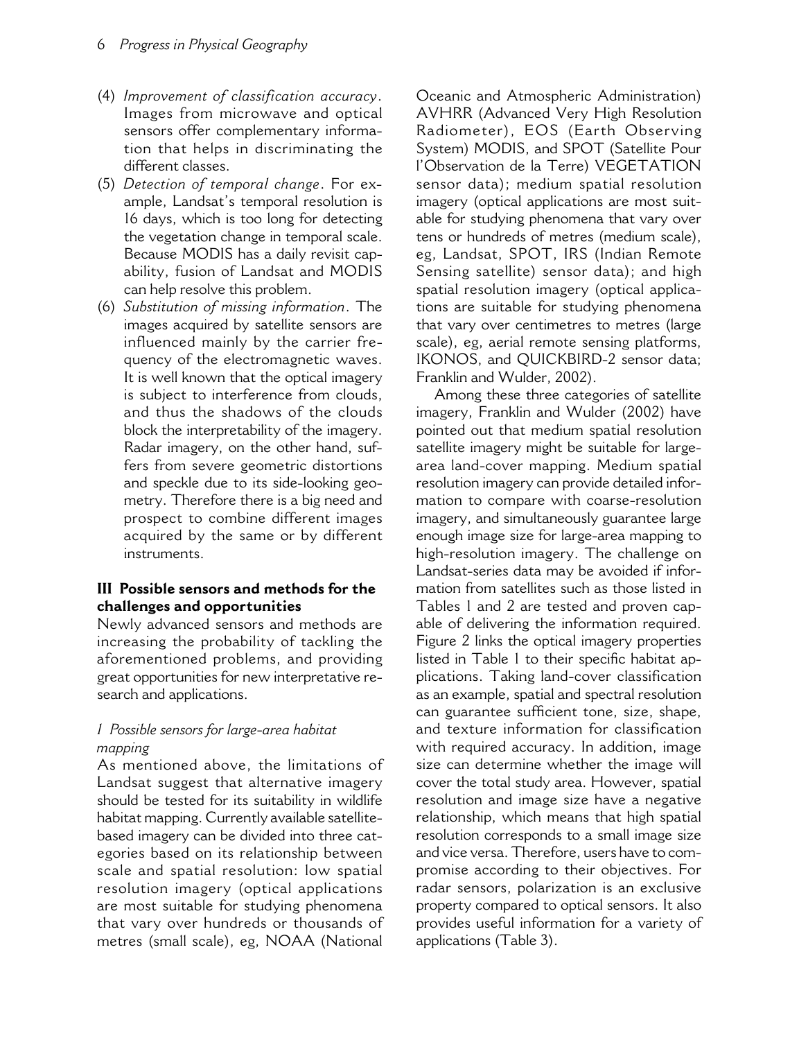(4) *Improvement of classification accuracy*. Images from microwave and optical sensors offer complementary information that helps in discriminating the different classes.
(5) *Detection of temporal change*. For example, Landsat's temporal resolution is 16 days, which is too long for detecting the vegetation change in temporal scale. Because MODIS has a daily revisit capability, fusion of Landsat and MODIS can help resolve this problem.
(6) *Substitution of missing information*. The images acquired by satellite sensors are influenced mainly by the carrier frequency of the electromagnetic waves. It is well known that the optical imagery is subject to interference from clouds, and thus the shadows of the clouds block the interpretability of the imagery. Radar imagery, on the other hand, suffers from severe geometric distortions and speckle due to its side-looking geometry. Therefore there is a big need and prospect to combine different images acquired by the same or by different instruments.

## III Possible sensors and methods for the challenges and opportunities

Newly advanced sensors and methods are increasing the probability of tackling the aforementioned problems, and providing great opportunities for new interpretative research and applications.

### *1 Possible sensors for large-area habitat mapping*

As mentioned above, the limitations of Landsat suggest that alternative imagery should be tested for its suitability in wildlife habitat mapping. Currently available satellite-based imagery can be divided into three categories based on its relationship between scale and spatial resolution: low spatial resolution imagery (optical applications are most suitable for studying phenomena that vary over hundreds or thousands of metres (small scale), eg, NOAA (National Oceanic and Atmospheric Administration) AVHRR (Advanced Very High Resolution Radiometer), EOS (Earth Observing System) MODIS, and SPOT (Satellite Pour l'Observation de la Terre) VEGETATION sensor data); medium spatial resolution imagery (optical applications are most suitable for studying phenomena that vary over tens or hundreds of metres (medium scale), eg, Landsat, SPOT, IRS (Indian Remote Sensing satellite) sensor data); and high spatial resolution imagery (optical applications are suitable for studying phenomena that vary over centimetres to metres (large scale), eg, aerial remote sensing platforms, IKONOS, and QUICKBIRD-2 sensor data; Franklin and Wulder, 2002).

Among these three categories of satellite imagery, Franklin and Wulder (2002) have pointed out that medium spatial resolution satellite imagery might be suitable for large-area land-cover mapping. Medium spatial resolution imagery can provide detailed information to compare with coarse-resolution imagery, and simultaneously guarantee large enough image size for large-area mapping to high-resolution imagery. The challenge on Landsat-series data may be avoided if information from satellites such as those listed in Tables 1 and 2 are tested and proven capable of delivering the information required. Figure 2 links the optical imagery properties listed in Table 1 to their specific habitat applications. Taking land-cover classification as an example, spatial and spectral resolution can guarantee sufficient tone, size, shape, and texture information for classification with required accuracy. In addition, image size can determine whether the image will cover the total study area. However, spatial resolution and image size have a negative relationship, which means that high spatial resolution corresponds to a small image size and vice versa. Therefore, users have to compromise according to their objectives. For radar sensors, polarization is an exclusive property compared to optical sensors. It also provides useful information for a variety of applications (Table 3).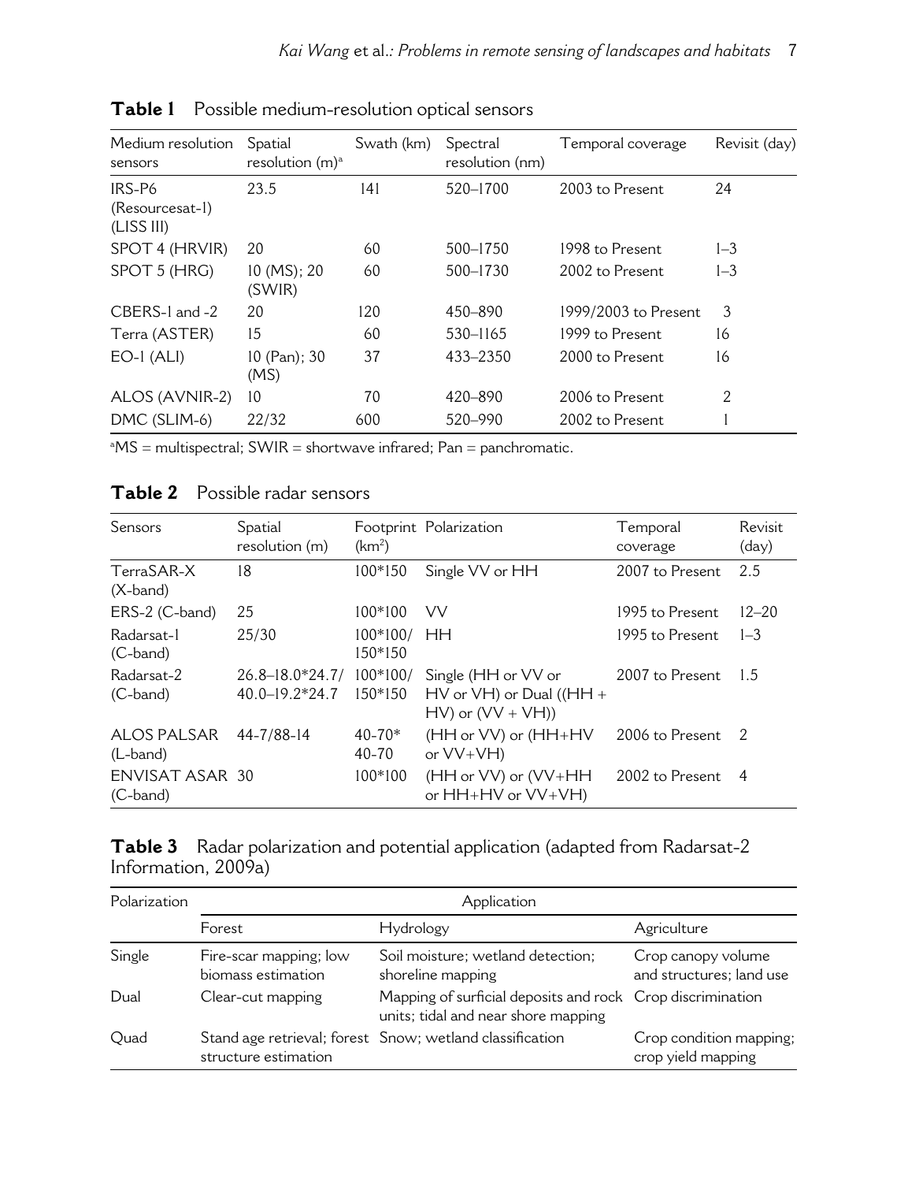**Table 1** Possible medium-resolution optical sensors

| Medium resolution sensors | Spatial resolution (m)[a] | Swath (km) | Spectral resolution (nm) | Temporal coverage | Revisit (day) |
|---|---|---|---|---|---|
| IRS-P6 (Resourcesat-1) (LISS III) | 23.5 | 141 | 520–1700 | 2003 to Present | 24 |
| SPOT 4 (HRVIR) | 20 | 60 | 500–1750 | 1998 to Present | 1–3 |
| SPOT 5 (HRG) | 10 (MS); 20 (SWIR) | 60 | 500–1730 | 2002 to Present | 1–3 |
| CBERS-1 and -2 | 20 | 120 | 450–890 | 1999/2003 to Present | 3 |
| Terra (ASTER) | 15 | 60 | 530–1165 | 1999 to Present | 16 |
| EO-1 (ALI) | 10 (Pan); 30 (MS) | 37 | 433–2350 | 2000 to Present | 16 |
| ALOS (AVNIR-2) | 10 | 70 | 420–890 | 2006 to Present | 2 |
| DMC (SLIM-6) | 22/32 | 600 | 520–990 | 2002 to Present | 1 |

[a]MS = multispectral; SWIR = shortwave infrared; Pan = panchromatic.

**Table 2** Possible radar sensors

| Sensors | Spatial resolution (m) | Footprint (km²) | Polarization | Temporal coverage | Revisit (day) |
|---|---|---|---|---|---|
| TerraSAR-X (X-band) | 18 | 100*150 | Single VV or HH | 2007 to Present | 2.5 |
| ERS-2 (C-band) | 25 | 100*100 | VV | 1995 to Present | 12–20 |
| Radarsat-1 (C-band) | 25/30 | 100*100/ 150*150 | HH | 1995 to Present | 1–3 |
| Radarsat-2 (C-band) | 26.8–18.0*24.7/ 40.0–19.2*24.7 | 100*100/ 150*150 | Single (HH or VV or HV or VH) or Dual ((HH + HV) or (VV + VH)) | 2007 to Present | 1.5 |
| ALOS PALSAR (L-band) | 44-7/88-14 | 40-70* 40-70 | (HH or VV) or (HH+HV or VV+VH) | 2006 to Present | 2 |
| ENVISAT ASAR (C-band) | 30 | 100*100 | (HH or VV) or (VV+HH or HH+HV or VV+VH) | 2002 to Present | 4 |

**Table 3** Radar polarization and potential application (adapted from Radarsat-2 Information, 2009a)

| Polarization | Application | | |
|---|---|---|---|
| | Forest | Hydrology | Agriculture |
| Single | Fire-scar mapping; low biomass estimation | Soil moisture; wetland detection; shoreline mapping | Crop canopy volume and structures; land use |
| Dual | Clear-cut mapping | Mapping of surficial deposits and rock units; tidal and near shore mapping | Crop discrimination |
| Quad | Stand age retrieval; forest structure estimation | Snow; wetland classification | Crop condition mapping; crop yield mapping |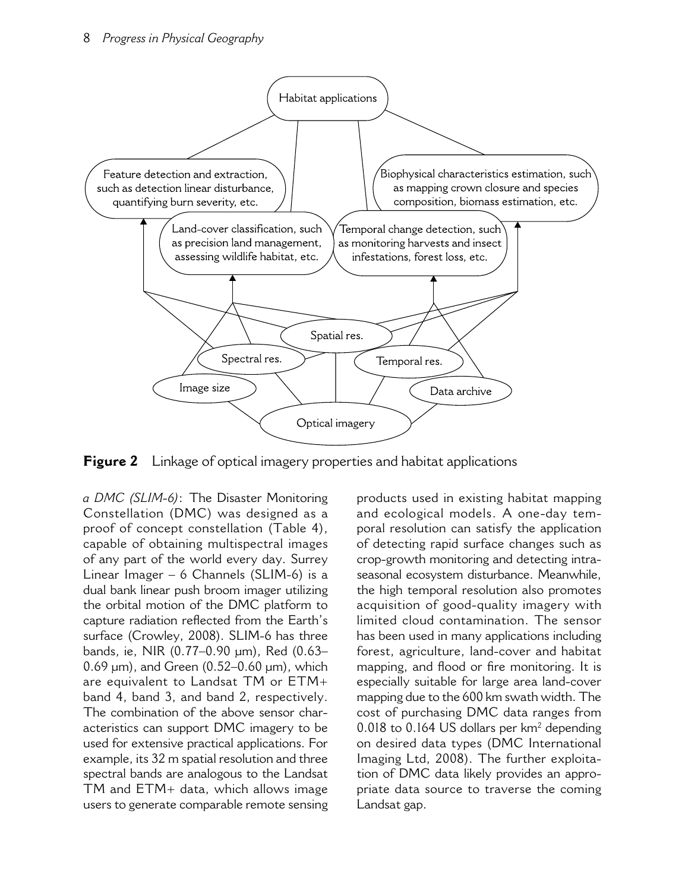**Figure 2** Linkage of optical imagery properties and habitat applications

*a DMC (SLIM-6)*: The Disaster Monitoring Constellation (DMC) was designed as a proof of concept constellation (Table 4), capable of obtaining multispectral images of any part of the world every day. Surrey Linear Imager – 6 Channels (SLIM-6) is a dual bank linear push broom imager utilizing the orbital motion of the DMC platform to capture radiation reflected from the Earth's surface (Crowley, 2008). SLIM-6 has three bands, ie, NIR (0.77–0.90 μm), Red (0.63–0.69 μm), and Green (0.52–0.60 μm), which are equivalent to Landsat TM or ETM+ band 4, band 3, and band 2, respectively. The combination of the above sensor characteristics can support DMC imagery to be used for extensive practical applications. For example, its 32 m spatial resolution and three spectral bands are analogous to the Landsat TM and ETM+ data, which allows image users to generate comparable remote sensing products used in existing habitat mapping and ecological models. A one-day temporal resolution can satisfy the application of detecting rapid surface changes such as crop-growth monitoring and detecting intra-seasonal ecosystem disturbance. Meanwhile, the high temporal resolution also promotes acquisition of good-quality imagery with limited cloud contamination. The sensor has been used in many applications including forest, agriculture, land-cover and habitat mapping, and flood or fire monitoring. It is especially suitable for large area land-cover mapping due to the 600 km swath width. The cost of purchasing DMC data ranges from 0.018 to 0.164 US dollars per km$^2$ depending on desired data types (DMC International Imaging Ltd, 2008). The further exploitation of DMC data likely provides an appropriate data source to traverse the coming Landsat gap.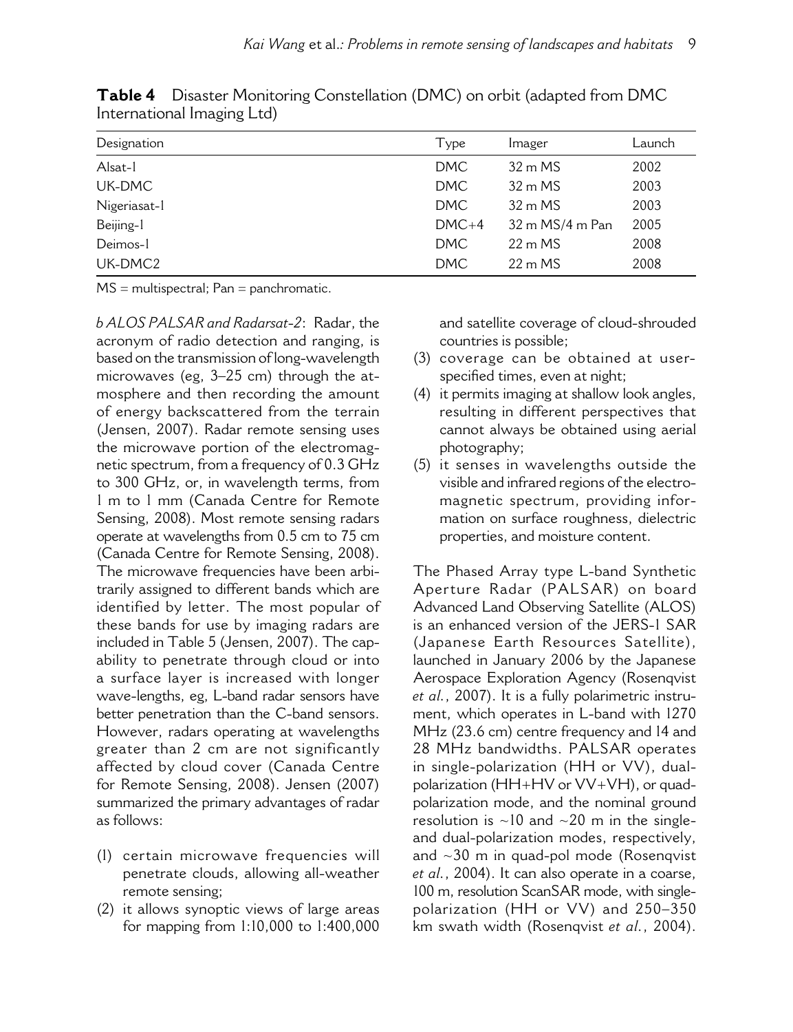**Table 4** Disaster Monitoring Constellation (DMC) on orbit (adapted from DMC International Imaging Ltd)

| Designation | Type | Imager | Launch |
|---|---|---|---|
| Alsat-1 | DMC | 32 m MS | 2002 |
| UK-DMC | DMC | 32 m MS | 2003 |
| Nigeriasat-1 | DMC | 32 m MS | 2003 |
| Beijing-1 | DMC+4 | 32 m MS/4 m Pan | 2005 |
| Deimos-1 | DMC | 22 m MS | 2008 |
| UK-DMC2 | DMC | 22 m MS | 2008 |

MS = multispectral; Pan = panchromatic.

*b ALOS PALSAR and Radarsat-2*: Radar, the acronym of radio detection and ranging, is based on the transmission of long-wavelength microwaves (eg, 3–25 cm) through the atmosphere and then recording the amount of energy backscattered from the terrain (Jensen, 2007). Radar remote sensing uses the microwave portion of the electromagnetic spectrum, from a frequency of 0.3 GHz to 300 GHz, or, in wavelength terms, from 1 m to 1 mm (Canada Centre for Remote Sensing, 2008). Most remote sensing radars operate at wavelengths from 0.5 cm to 75 cm (Canada Centre for Remote Sensing, 2008). The microwave frequencies have been arbitrarily assigned to different bands which are identified by letter. The most popular of these bands for use by imaging radars are included in Table 5 (Jensen, 2007). The capability to penetrate through cloud or into a surface layer is increased with longer wave-lengths, eg, L-band radar sensors have better penetration than the C-band sensors. However, radars operating at wavelengths greater than 2 cm are not significantly affected by cloud cover (Canada Centre for Remote Sensing, 2008). Jensen (2007) summarized the primary advantages of radar as follows:

(1) certain microwave frequencies will penetrate clouds, allowing all-weather remote sensing;
(2) it allows synoptic views of large areas for mapping from 1:10,000 to 1:400,000 and satellite coverage of cloud-shrouded countries is possible;
(3) coverage can be obtained at user-specified times, even at night;
(4) it permits imaging at shallow look angles, resulting in different perspectives that cannot always be obtained using aerial photography;
(5) it senses in wavelengths outside the visible and infrared regions of the electromagnetic spectrum, providing information on surface roughness, dielectric properties, and moisture content.

The Phased Array type L-band Synthetic Aperture Radar (PALSAR) on board Advanced Land Observing Satellite (ALOS) is an enhanced version of the JERS-1 SAR (Japanese Earth Resources Satellite), launched in January 2006 by the Japanese Aerospace Exploration Agency (Rosenqvist *et al.*, 2007). It is a fully polarimetric instrument, which operates in L-band with 1270 MHz (23.6 cm) centre frequency and 14 and 28 MHz bandwidths. PALSAR operates in single-polarization (HH or VV), dual-polarization (HH+HV or VV+VH), or quad-polarization mode, and the nominal ground resolution is ~10 and ~20 m in the single- and dual-polarization modes, respectively, and ~30 m in quad-pol mode (Rosenqvist *et al.*, 2004). It can also operate in a coarse, 100 m, resolution ScanSAR mode, with single-polarization (HH or VV) and 250–350 km swath width (Rosenqvist *et al.*, 2004).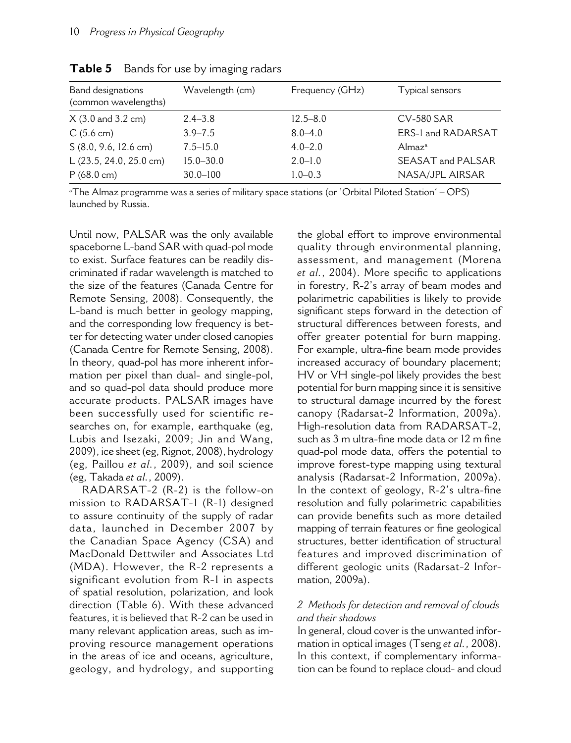**Table 5** Bands for use by imaging radars

| Band designations (common wavelengths) | Wavelength (cm) | Frequency (GHz) | Typical sensors |
|---|---|---|---|
| X (3.0 and 3.2 cm) | 2.4–3.8 | 12.5–8.0 | CV-580 SAR |
| C (5.6 cm) | 3.9–7.5 | 8.0–4.0 | ERS-1 and RADARSAT |
| S (8.0, 9.6, 12.6 cm) | 7.5–15.0 | 4.0–2.0 | Almaz[a] |
| L (23.5, 24.0, 25.0 cm) | 15.0–30.0 | 2.0–1.0 | SEASAT and PALSAR |
| P (68.0 cm) | 30.0–100 | 1.0–0.3 | NASA/JPL AIRSAR |

[a]The Almaz programme was a series of military space stations (or 'Orbital Piloted Station' – OPS) launched by Russia.

Until now, PALSAR was the only available spaceborne L-band SAR with quad-pol mode to exist. Surface features can be readily discriminated if radar wavelength is matched to the size of the features (Canada Centre for Remote Sensing, 2008). Consequently, the L-band is much better in geology mapping, and the corresponding low frequency is better for detecting water under closed canopies (Canada Centre for Remote Sensing, 2008). In theory, quad-pol has more inherent information per pixel than dual- and single-pol, and so quad-pol data should produce more accurate products. PALSAR images have been successfully used for scientific researches on, for example, earthquake (eg, Lubis and Isezaki, 2009; Jin and Wang, 2009), ice sheet (eg, Rignot, 2008), hydrology (eg, Paillou *et al.*, 2009), and soil science (eg, Takada *et al.*, 2009).

RADARSAT-2 (R-2) is the follow-on mission to RADARSAT-1 (R-1) designed to assure continuity of the supply of radar data, launched in December 2007 by the Canadian Space Agency (CSA) and MacDonald Dettwiler and Associates Ltd (MDA). However, the R-2 represents a significant evolution from R-1 in aspects of spatial resolution, polarization, and look direction (Table 6). With these advanced features, it is believed that R-2 can be used in many relevant application areas, such as improving resource management operations in the areas of ice and oceans, agriculture, geology, and hydrology, and supporting the global effort to improve environmental quality through environmental planning, assessment, and management (Morena *et al.*, 2004). More specific to applications in forestry, R-2's array of beam modes and polarimetric capabilities is likely to provide significant steps forward in the detection of structural differences between forests, and offer greater potential for burn mapping. For example, ultra-fine beam mode provides increased accuracy of boundary placement; HV or VH single-pol likely provides the best potential for burn mapping since it is sensitive to structural damage incurred by the forest canopy (Radarsat-2 Information, 2009a). High-resolution data from RADARSAT-2, such as 3 m ultra-fine mode data or 12 m fine quad-pol mode data, offers the potential to improve forest-type mapping using textural analysis (Radarsat-2 Information, 2009a). In the context of geology, R-2's ultra-fine resolution and fully polarimetric capabilities can provide benefits such as more detailed mapping of terrain features or fine geological structures, better identification of structural features and improved discrimination of different geologic units (Radarsat-2 Information, 2009a).

### *2 Methods for detection and removal of clouds and their shadows*

In general, cloud cover is the unwanted information in optical images (Tseng *et al.*, 2008). In this context, if complementary information can be found to replace cloud- and cloud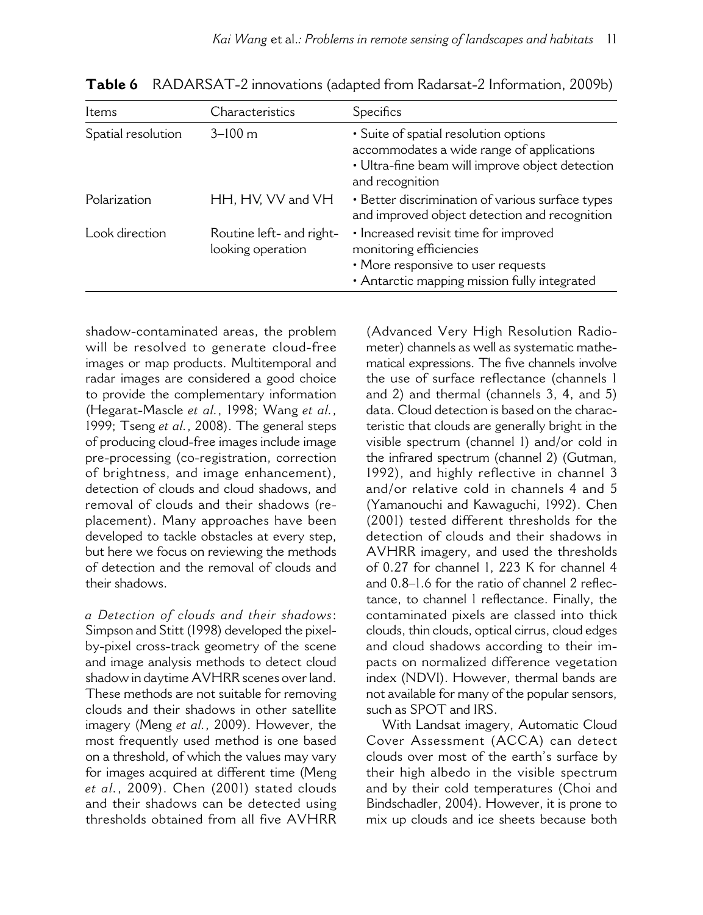**Table 6** RADARSAT-2 innovations (adapted from Radarsat-2 Information, 2009b)

| Items | Characteristics | Specifics |
|---|---|---|
| Spatial resolution | 3–100 m | • Suite of spatial resolution options accommodates a wide range of applications<br>• Ultra-fine beam will improve object detection and recognition |
| Polarization | HH, HV, VV and VH | • Better discrimination of various surface types and improved object detection and recognition |
| Look direction | Routine left- and right-looking operation | • Increased revisit time for improved monitoring efficiencies<br>• More responsive to user requests<br>• Antarctic mapping mission fully integrated |

shadow-contaminated areas, the problem will be resolved to generate cloud-free images or map products. Multitemporal and radar images are considered a good choice to provide the complementary information (Hegarat-Mascle *et al.*, 1998; Wang *et al.*, 1999; Tseng *et al.*, 2008). The general steps of producing cloud-free images include image pre-processing (co-registration, correction of brightness, and image enhancement), detection of clouds and cloud shadows, and removal of clouds and their shadows (replacement). Many approaches have been developed to tackle obstacles at every step, but here we focus on reviewing the methods of detection and the removal of clouds and their shadows.

*a Detection of clouds and their shadows*: Simpson and Stitt (1998) developed the pixel-by-pixel cross-track geometry of the scene and image analysis methods to detect cloud shadow in daytime AVHRR scenes over land. These methods are not suitable for removing clouds and their shadows in other satellite imagery (Meng *et al.*, 2009). However, the most frequently used method is one based on a threshold, of which the values may vary for images acquired at different time (Meng *et al.*, 2009). Chen (2001) stated clouds and their shadows can be detected using thresholds obtained from all five AVHRR (Advanced Very High Resolution Radiometer) channels as well as systematic mathematical expressions. The five channels involve the use of surface reflectance (channels 1 and 2) and thermal (channels 3, 4, and 5) data. Cloud detection is based on the characteristic that clouds are generally bright in the visible spectrum (channel 1) and/or cold in the infrared spectrum (channel 2) (Gutman, 1992), and highly reflective in channel 3 and/or relative cold in channels 4 and 5 (Yamanouchi and Kawaguchi, 1992). Chen (2001) tested different thresholds for the detection of clouds and their shadows in AVHRR imagery, and used the thresholds of 0.27 for channel 1, 223 K for channel 4 and 0.8–1.6 for the ratio of channel 2 reflectance, to channel 1 reflectance. Finally, the contaminated pixels are classed into thick clouds, thin clouds, optical cirrus, cloud edges and cloud shadows according to their impacts on normalized difference vegetation index (NDVI). However, thermal bands are not available for many of the popular sensors, such as SPOT and IRS.

With Landsat imagery, Automatic Cloud Cover Assessment (ACCA) can detect clouds over most of the earth's surface by their high albedo in the visible spectrum and by their cold temperatures (Choi and Bindschadler, 2004). However, it is prone to mix up clouds and ice sheets because both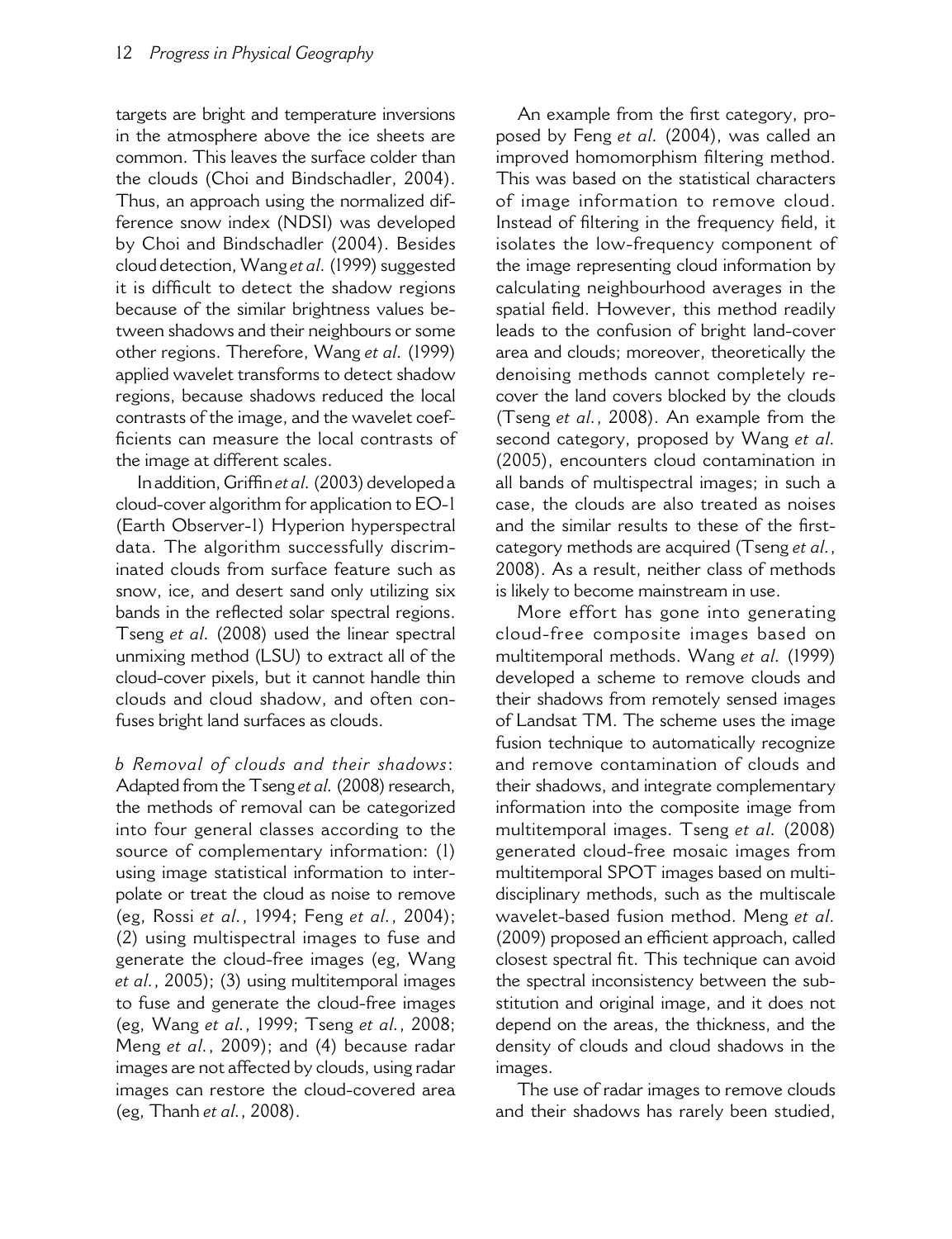targets are bright and temperature inversions in the atmosphere above the ice sheets are common. This leaves the surface colder than the clouds (Choi and Bindschadler, 2004). Thus, an approach using the normalized difference snow index (NDSI) was developed by Choi and Bindschadler (2004). Besides cloud detection, Wang *et al*. (1999) suggested it is difficult to detect the shadow regions because of the similar brightness values between shadows and their neighbours or some other regions. Therefore, Wang *et al*. (1999) applied wavelet transforms to detect shadow regions, because shadows reduced the local contrasts of the image, and the wavelet coefficients can measure the local contrasts of the image at different scales.

In addition, Griffin *et al*. (2003) developed a cloud-cover algorithm for application to EO-1 (Earth Observer-1) Hyperion hyperspectral data. The algorithm successfully discriminated clouds from surface feature such as snow, ice, and desert sand only utilizing six bands in the reflected solar spectral regions. Tseng *et al*. (2008) used the linear spectral unmixing method (LSU) to extract all of the cloud-cover pixels, but it cannot handle thin clouds and cloud shadow, and often confuses bright land surfaces as clouds.

*b Removal of clouds and their shadows*: Adapted from the Tseng *et al*. (2008) research, the methods of removal can be categorized into four general classes according to the source of complementary information: (1) using image statistical information to interpolate or treat the cloud as noise to remove (eg, Rossi *et al*., 1994; Feng *et al*., 2004); (2) using multispectral images to fuse and generate the cloud-free images (eg, Wang *et al*., 2005); (3) using multitemporal images to fuse and generate the cloud-free images (eg, Wang *et al*., 1999; Tseng *et al*., 2008; Meng *et al*., 2009); and (4) because radar images are not affected by clouds, using radar images can restore the cloud-covered area (eg, Thanh *et al*., 2008).

An example from the first category, proposed by Feng *et al*. (2004), was called an improved homomorphism filtering method. This was based on the statistical characters of image information to remove cloud. Instead of filtering in the frequency field, it isolates the low-frequency component of the image representing cloud information by calculating neighbourhood averages in the spatial field. However, this method readily leads to the confusion of bright land-cover area and clouds; moreover, theoretically the denoising methods cannot completely recover the land covers blocked by the clouds (Tseng *et al*., 2008). An example from the second category, proposed by Wang *et al*. (2005), encounters cloud contamination in all bands of multispectral images; in such a case, the clouds are also treated as noises and the similar results to these of the first-category methods are acquired (Tseng *et al*., 2008). As a result, neither class of methods is likely to become mainstream in use.

More effort has gone into generating cloud-free composite images based on multitemporal methods. Wang *et al*. (1999) developed a scheme to remove clouds and their shadows from remotely sensed images of Landsat TM. The scheme uses the image fusion technique to automatically recognize and remove contamination of clouds and their shadows, and integrate complementary information into the composite image from multitemporal images. Tseng *et al*. (2008) generated cloud-free mosaic images from multitemporal SPOT images based on multidisciplinary methods, such as the multiscale wavelet-based fusion method. Meng *et al*. (2009) proposed an efficient approach, called closest spectral fit. This technique can avoid the spectral inconsistency between the substitution and original image, and it does not depend on the areas, the thickness, and the density of clouds and cloud shadows in the images.

The use of radar images to remove clouds and their shadows has rarely been studied,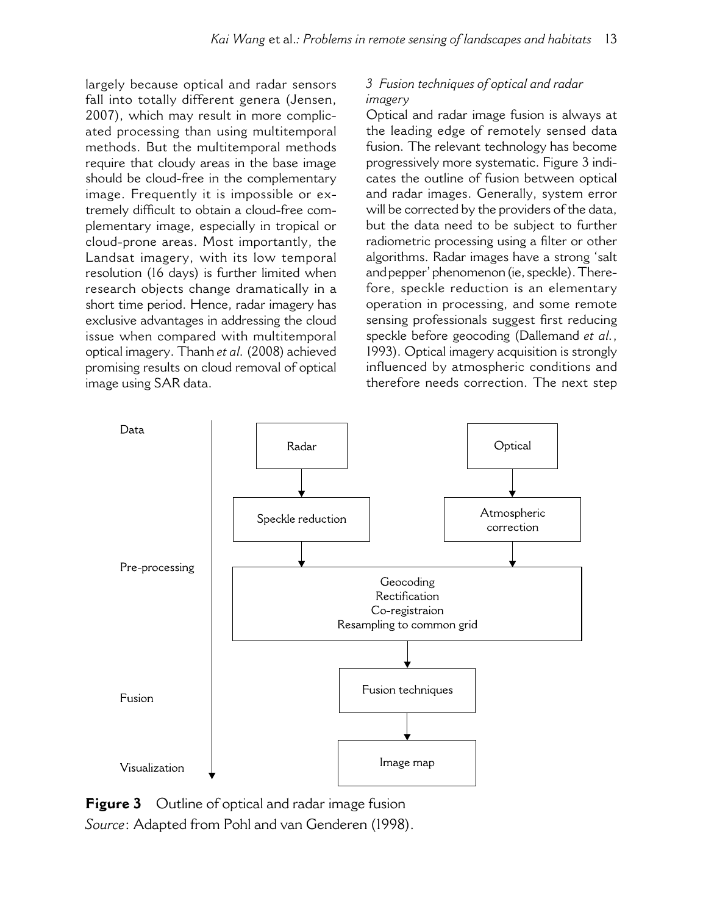largely because optical and radar sensors fall into totally different genera (Jensen, 2007), which may result in more complicated processing than using multitemporal methods. But the multitemporal methods require that cloudy areas in the base image should be cloud-free in the complementary image. Frequently it is impossible or extremely difficult to obtain a cloud-free complementary image, especially in tropical or cloud-prone areas. Most importantly, the Landsat imagery, with its low temporal resolution (16 days) is further limited when research objects change dramatically in a short time period. Hence, radar imagery has exclusive advantages in addressing the cloud issue when compared with multitemporal optical imagery. Thanh *et al*. (2008) achieved promising results on cloud removal of optical image using SAR data.

### *3 Fusion techniques of optical and radar imagery*

Optical and radar image fusion is always at the leading edge of remotely sensed data fusion. The relevant technology has become progressively more systematic. Figure 3 indicates the outline of fusion between optical and radar images. Generally, system error will be corrected by the providers of the data, but the data need to be subject to further radiometric processing using a filter or other algorithms. Radar images have a strong 'salt and pepper' phenomenon (ie, speckle). Therefore, speckle reduction is an elementary operation in processing, and some remote sensing professionals suggest first reducing speckle before geocoding (Dallemand *et al*., 1993). Optical imagery acquisition is strongly influenced by atmospheric conditions and therefore needs correction. The next step

**Figure 3** Outline of optical and radar image fusion
*Source*: Adapted from Pohl and van Genderen (1998).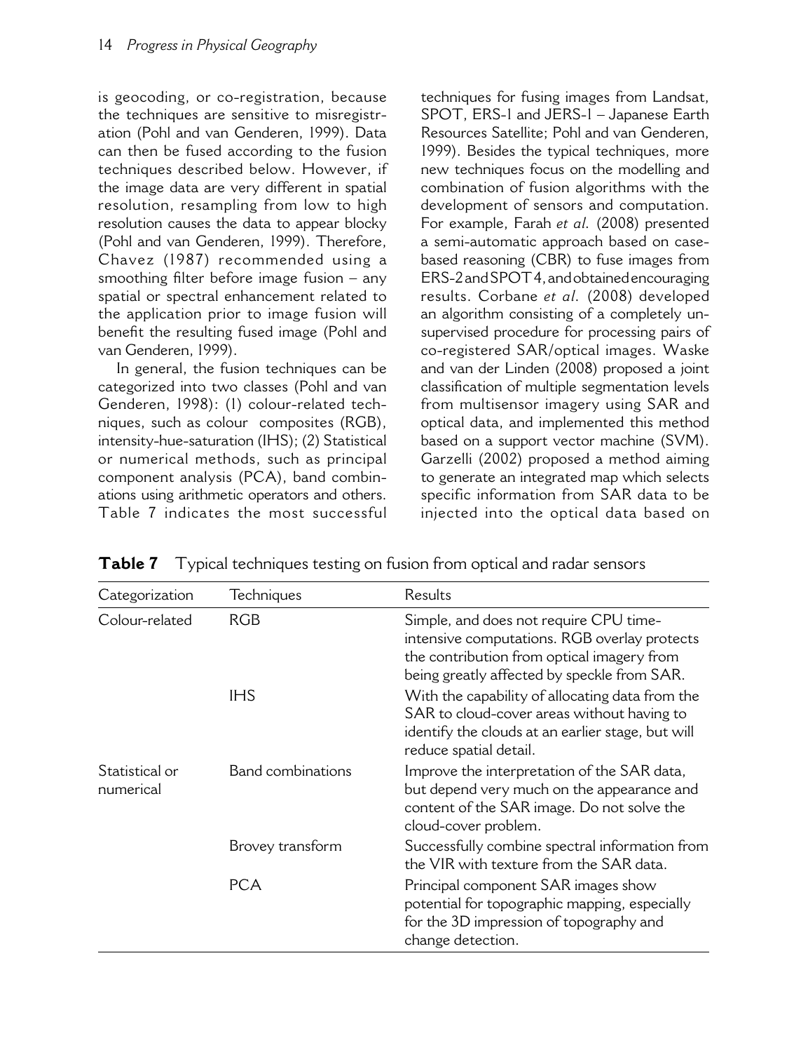is geocoding, or co-registration, because the techniques are sensitive to misregistration (Pohl and van Genderen, 1999). Data can then be fused according to the fusion techniques described below. However, if the image data are very different in spatial resolution, resampling from low to high resolution causes the data to appear blocky (Pohl and van Genderen, 1999). Therefore, Chavez (1987) recommended using a smoothing filter before image fusion – any spatial or spectral enhancement related to the application prior to image fusion will benefit the resulting fused image (Pohl and van Genderen, 1999).

In general, the fusion techniques can be categorized into two classes (Pohl and van Genderen, 1998): (1) colour-related techniques, such as colour composites (RGB), intensity-hue-saturation (IHS); (2) Statistical or numerical methods, such as principal component analysis (PCA), band combinations using arithmetic operators and others. Table 7 indicates the most successful techniques for fusing images from Landsat, SPOT, ERS-1 and JERS-1 – Japanese Earth Resources Satellite; Pohl and van Genderen, 1999). Besides the typical techniques, more new techniques focus on the modelling and combination of fusion algorithms with the development of sensors and computation. For example, Farah *et al*. (2008) presented a semi-automatic approach based on case-based reasoning (CBR) to fuse images from ERS-2 and SPOT 4, and obtained encouraging results. Corbane *et al*. (2008) developed an algorithm consisting of a completely unsupervised procedure for processing pairs of co-registered SAR/optical images. Waske and van der Linden (2008) proposed a joint classification of multiple segmentation levels from multisensor imagery using SAR and optical data, and implemented this method based on a support vector machine (SVM). Garzelli (2002) proposed a method aiming to generate an integrated map which selects specific information from SAR data to be injected into the optical data based on

**Table 7** Typical techniques testing on fusion from optical and radar sensors

| Categorization | Techniques | Results |
|---|---|---|
| Colour-related | RGB | Simple, and does not require CPU time-intensive computations. RGB overlay protects the contribution from optical imagery from being greatly affected by speckle from SAR. |
| | IHS | With the capability of allocating data from the SAR to cloud-cover areas without having to identify the clouds at an earlier stage, but will reduce spatial detail. |
| Statistical or numerical | Band combinations | Improve the interpretation of the SAR data, but depend very much on the appearance and content of the SAR image. Do not solve the cloud-cover problem. |
| | Brovey transform | Successfully combine spectral information from the VIR with texture from the SAR data. |
| | PCA | Principal component SAR images show potential for topographic mapping, especially for the 3D impression of topography and change detection. |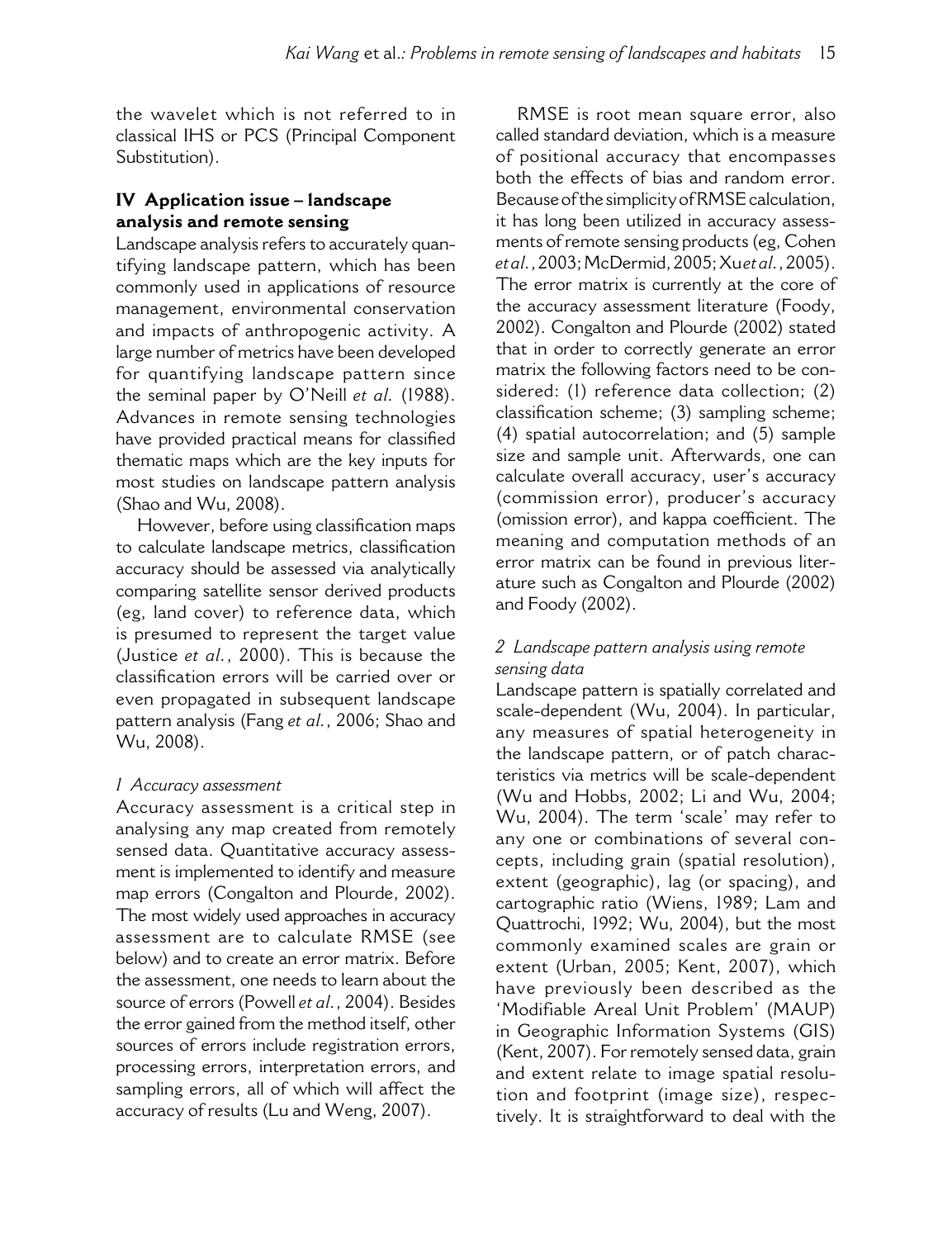the wavelet which is not referred to in classical IHS or PCS (Principal Component Substitution).

## IV Application issue – landscape analysis and remote sensing

Landscape analysis refers to accurately quantifying landscape pattern, which has been commonly used in applications of resource management, environmental conservation and impacts of anthropogenic activity. A large number of metrics have been developed for quantifying landscape pattern since the seminal paper by O'Neill *et al*. (1988). Advances in remote sensing technologies have provided practical means for classified thematic maps which are the key inputs for most studies on landscape pattern analysis (Shao and Wu, 2008).

However, before using classification maps to calculate landscape metrics, classification accuracy should be assessed via analytically comparing satellite sensor derived products (eg, land cover) to reference data, which is presumed to represent the target value (Justice *et al.*, 2000). This is because the classification errors will be carried over or even propagated in subsequent landscape pattern analysis (Fang *et al.*, 2006; Shao and Wu, 2008).

### *1 Accuracy assessment*

Accuracy assessment is a critical step in analysing any map created from remotely sensed data. Quantitative accuracy assessment is implemented to identify and measure map errors (Congalton and Plourde, 2002). The most widely used approaches in accuracy assessment are to calculate RMSE (see below) and to create an error matrix. Before the assessment, one needs to learn about the source of errors (Powell *et al.*, 2004). Besides the error gained from the method itself, other sources of errors include registration errors, processing errors, interpretation errors, and sampling errors, all of which will affect the accuracy of results (Lu and Weng, 2007).

RMSE is root mean square error, also called standard deviation, which is a measure of positional accuracy that encompasses both the effects of bias and random error. Because of the simplicity of RMSE calculation, it has long been utilized in accuracy assessments of remote sensing products (eg, Cohen *et al.*, 2003; McDermid, 2005; Xu *et al.*, 2005). The error matrix is currently at the core of the accuracy assessment literature (Foody, 2002). Congalton and Plourde (2002) stated that in order to correctly generate an error matrix the following factors need to be considered: (1) reference data collection; (2) classification scheme; (3) sampling scheme; (4) spatial autocorrelation; and (5) sample size and sample unit. Afterwards, one can calculate overall accuracy, user's accuracy (commission error), producer's accuracy (omission error), and kappa coefficient. The meaning and computation methods of an error matrix can be found in previous literature such as Congalton and Plourde (2002) and Foody (2002).

### *2 Landscape pattern analysis using remote sensing data*

Landscape pattern is spatially correlated and scale-dependent (Wu, 2004). In particular, any measures of spatial heterogeneity in the landscape pattern, or of patch characteristics via metrics will be scale-dependent (Wu and Hobbs, 2002; Li and Wu, 2004; Wu, 2004). The term 'scale' may refer to any one or combinations of several concepts, including grain (spatial resolution), extent (geographic), lag (or spacing), and cartographic ratio (Wiens, 1989; Lam and Quattrochi, 1992; Wu, 2004), but the most commonly examined scales are grain or extent (Urban, 2005; Kent, 2007), which have previously been described as the 'Modifiable Areal Unit Problem' (MAUP) in Geographic Information Systems (GIS) (Kent, 2007). For remotely sensed data, grain and extent relate to image spatial resolution and footprint (image size), respectively. It is straightforward to deal with the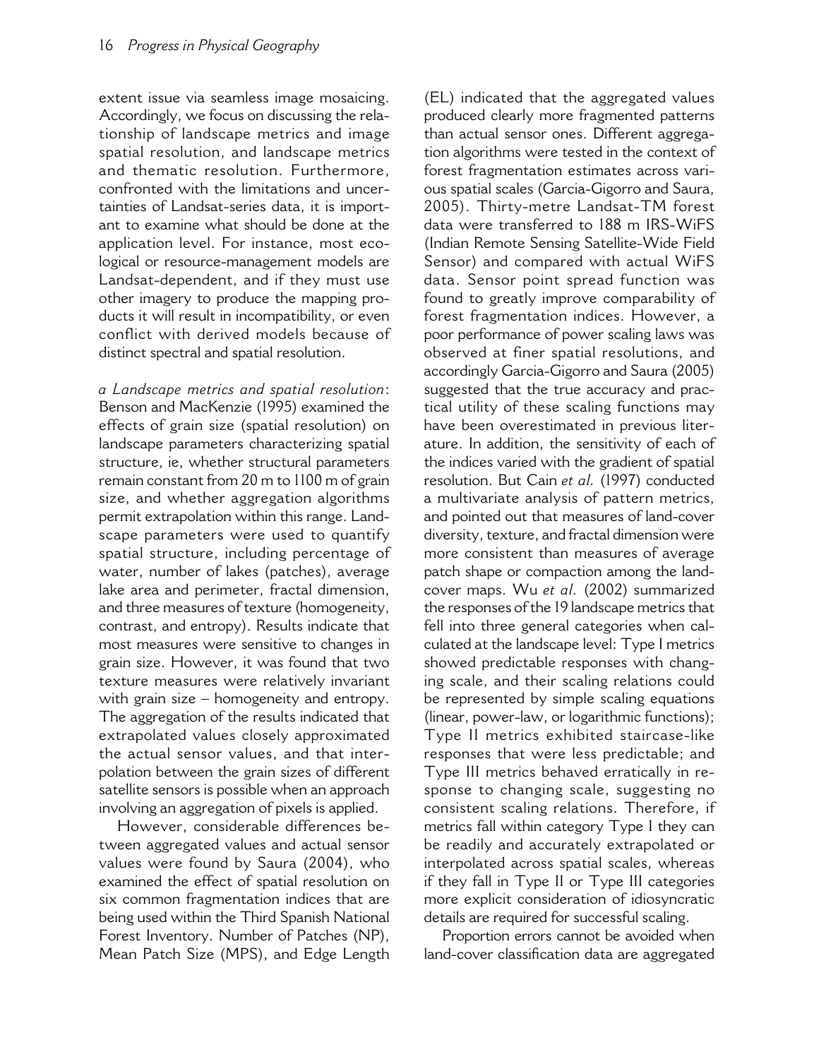extent issue via seamless image mosaicing. Accordingly, we focus on discussing the relationship of landscape metrics and image spatial resolution, and landscape metrics and thematic resolution. Furthermore, confronted with the limitations and uncertainties of Landsat-series data, it is important to examine what should be done at the application level. For instance, most ecological or resource-management models are Landsat-dependent, and if they must use other imagery to produce the mapping products it will result in incompatibility, or even conflict with derived models because of distinct spectral and spatial resolution.

*a Landscape metrics and spatial resolution*: Benson and MacKenzie (1995) examined the effects of grain size (spatial resolution) on landscape parameters characterizing spatial structure, ie, whether structural parameters remain constant from 20 m to 1100 m of grain size, and whether aggregation algorithms permit extrapolation within this range. Landscape parameters were used to quantify spatial structure, including percentage of water, number of lakes (patches), average lake area and perimeter, fractal dimension, and three measures of texture (homogeneity, contrast, and entropy). Results indicate that most measures were sensitive to changes in grain size. However, it was found that two texture measures were relatively invariant with grain size – homogeneity and entropy. The aggregation of the results indicated that extrapolated values closely approximated the actual sensor values, and that interpolation between the grain sizes of different satellite sensors is possible when an approach involving an aggregation of pixels is applied.

However, considerable differences between aggregated values and actual sensor values were found by Saura (2004), who examined the effect of spatial resolution on six common fragmentation indices that are being used within the Third Spanish National Forest Inventory. Number of Patches (NP), Mean Patch Size (MPS), and Edge Length (EL) indicated that the aggregated values produced clearly more fragmented patterns than actual sensor ones. Different aggregation algorithms were tested in the context of forest fragmentation estimates across various spatial scales (Garcia-Gigorro and Saura, 2005). Thirty-metre Landsat-TM forest data were transferred to 188 m IRS-WiFS (Indian Remote Sensing Satellite-Wide Field Sensor) and compared with actual WiFS data. Sensor point spread function was found to greatly improve comparability of forest fragmentation indices. However, a poor performance of power scaling laws was observed at finer spatial resolutions, and accordingly Garcia-Gigorro and Saura (2005) suggested that the true accuracy and practical utility of these scaling functions may have been overestimated in previous literature. In addition, the sensitivity of each of the indices varied with the gradient of spatial resolution. But Cain *et al.* (1997) conducted a multivariate analysis of pattern metrics, and pointed out that measures of land-cover diversity, texture, and fractal dimension were more consistent than measures of average patch shape or compaction among the land-cover maps. Wu *et al.* (2002) summarized the responses of the 19 landscape metrics that fell into three general categories when calculated at the landscape level: Type I metrics showed predictable responses with changing scale, and their scaling relations could be represented by simple scaling equations (linear, power-law, or logarithmic functions); Type II metrics exhibited staircase-like responses that were less predictable; and Type III metrics behaved erratically in response to changing scale, suggesting no consistent scaling relations. Therefore, if metrics fall within category Type I they can be readily and accurately extrapolated or interpolated across spatial scales, whereas if they fall in Type II or Type III categories more explicit consideration of idiosyncratic details are required for successful scaling.

Proportion errors cannot be avoided when land-cover classification data are aggregated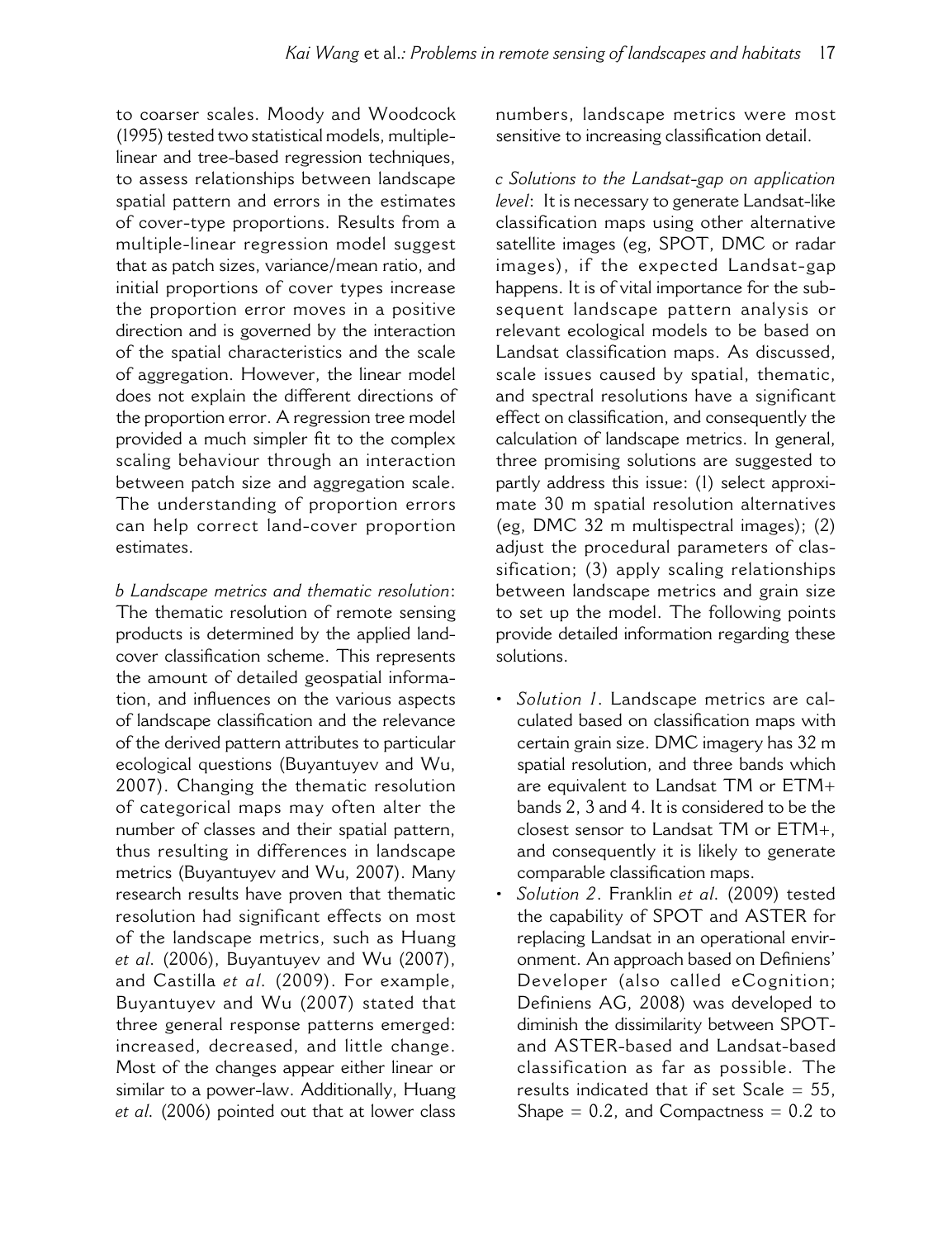to coarser scales. Moody and Woodcock (1995) tested two statistical models, multiple-linear and tree-based regression techniques, to assess relationships between landscape spatial pattern and errors in the estimates of cover-type proportions. Results from a multiple-linear regression model suggest that as patch sizes, variance/mean ratio, and initial proportions of cover types increase the proportion error moves in a positive direction and is governed by the interaction of the spatial characteristics and the scale of aggregation. However, the linear model does not explain the different directions of the proportion error. A regression tree model provided a much simpler fit to the complex scaling behaviour through an interaction between patch size and aggregation scale. The understanding of proportion errors can help correct land-cover proportion estimates.

*b Landscape metrics and thematic resolution*: The thematic resolution of remote sensing products is determined by the applied land-cover classification scheme. This represents the amount of detailed geospatial information, and influences on the various aspects of landscape classification and the relevance of the derived pattern attributes to particular ecological questions (Buyantuyev and Wu, 2007). Changing the thematic resolution of categorical maps may often alter the number of classes and their spatial pattern, thus resulting in differences in landscape metrics (Buyantuyev and Wu, 2007). Many research results have proven that thematic resolution had significant effects on most of the landscape metrics, such as Huang *et al*. (2006), Buyantuyev and Wu (2007), and Castilla *et al*. (2009). For example, Buyantuyev and Wu (2007) stated that three general response patterns emerged: increased, decreased, and little change. Most of the changes appear either linear or similar to a power-law. Additionally, Huang *et al*. (2006) pointed out that at lower class numbers, landscape metrics were most sensitive to increasing classification detail.

*c Solutions to the Landsat-gap on application level*: It is necessary to generate Landsat-like classification maps using other alternative satellite images (eg, SPOT, DMC or radar images), if the expected Landsat-gap happens. It is of vital importance for the subsequent landscape pattern analysis or relevant ecological models to be based on Landsat classification maps. As discussed, scale issues caused by spatial, thematic, and spectral resolutions have a significant effect on classification, and consequently the calculation of landscape metrics. In general, three promising solutions are suggested to partly address this issue: (1) select approximate 30 m spatial resolution alternatives (eg, DMC 32 m multispectral images); (2) adjust the procedural parameters of classification; (3) apply scaling relationships between landscape metrics and grain size to set up the model. The following points provide detailed information regarding these solutions.

- *Solution 1*. Landscape metrics are calculated based on classification maps with certain grain size. DMC imagery has 32 m spatial resolution, and three bands which are equivalent to Landsat TM or ETM+ bands 2, 3 and 4. It is considered to be the closest sensor to Landsat TM or ETM+, and consequently it is likely to generate comparable classification maps.
- *Solution 2*. Franklin *et al*. (2009) tested the capability of SPOT and ASTER for replacing Landsat in an operational environment. An approach based on Definiens' Developer (also called eCognition; Definiens AG, 2008) was developed to diminish the dissimilarity between SPOT- and ASTER-based and Landsat-based classification as far as possible. The results indicated that if set Scale = 55, Shape = 0.2, and Compactness = 0.2 to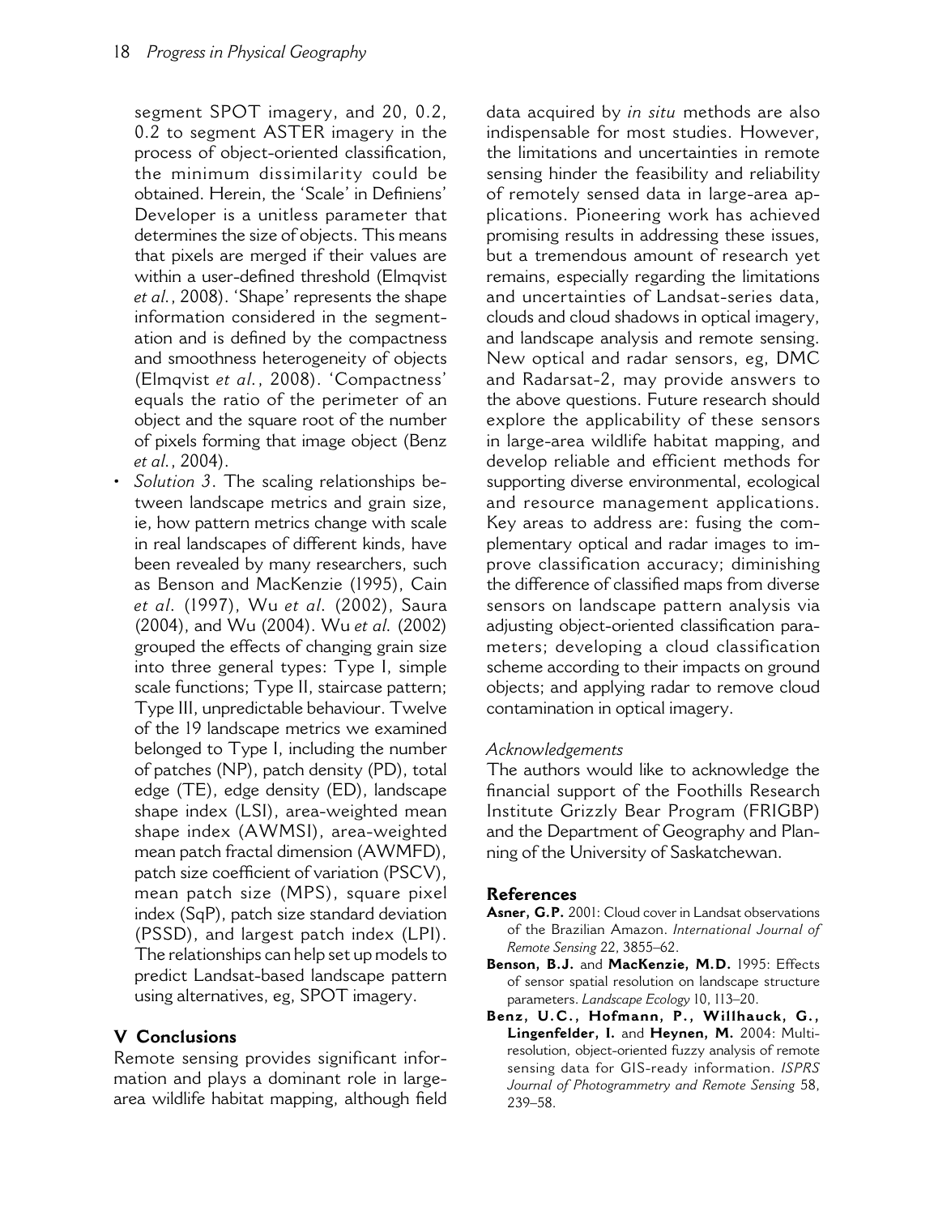segment SPOT imagery, and 20, 0.2, 0.2 to segment ASTER imagery in the process of object-oriented classification, the minimum dissimilarity could be obtained. Herein, the 'Scale' in Definiens' Developer is a unitless parameter that determines the size of objects. This means that pixels are merged if their values are within a user-defined threshold (Elmqvist *et al.*, 2008). 'Shape' represents the shape information considered in the segmentation and is defined by the compactness and smoothness heterogeneity of objects (Elmqvist *et al.*, 2008). 'Compactness' equals the ratio of the perimeter of an object and the square root of the number of pixels forming that image object (Benz *et al.*, 2004).

- *Solution 3*. The scaling relationships between landscape metrics and grain size, ie, how pattern metrics change with scale in real landscapes of different kinds, have been revealed by many researchers, such as Benson and MacKenzie (1995), Cain *et al*. (1997), Wu *et al*. (2002), Saura (2004), and Wu (2004). Wu *et al.* (2002) grouped the effects of changing grain size into three general types: Type I, simple scale functions; Type II, staircase pattern; Type III, unpredictable behaviour. Twelve of the 19 landscape metrics we examined belonged to Type I, including the number of patches (NP), patch density (PD), total edge (TE), edge density (ED), landscape shape index (LSI), area-weighted mean shape index (AWMSI), area-weighted mean patch fractal dimension (AWMFD), patch size coefficient of variation (PSCV), mean patch size (MPS), square pixel index (SqP), patch size standard deviation (PSSD), and largest patch index (LPI). The relationships can help set up models to predict Landsat-based landscape pattern using alternatives, eg, SPOT imagery.

## V Conclusions

Remote sensing provides significant information and plays a dominant role in large-area wildlife habitat mapping, although field data acquired by *in situ* methods are also indispensable for most studies. However, the limitations and uncertainties in remote sensing hinder the feasibility and reliability of remotely sensed data in large-area applications. Pioneering work has achieved promising results in addressing these issues, but a tremendous amount of research yet remains, especially regarding the limitations and uncertainties of Landsat-series data, clouds and cloud shadows in optical imagery, and landscape analysis and remote sensing. New optical and radar sensors, eg, DMC and Radarsat-2, may provide answers to the above questions. Future research should explore the applicability of these sensors in large-area wildlife habitat mapping, and develop reliable and efficient methods for supporting diverse environmental, ecological and resource management applications. Key areas to address are: fusing the complementary optical and radar images to improve classification accuracy; diminishing the difference of classified maps from diverse sensors on landscape pattern analysis via adjusting object-oriented classification parameters; developing a cloud classification scheme according to their impacts on ground objects; and applying radar to remove cloud contamination in optical imagery.

### *Acknowledgements*

The authors would like to acknowledge the financial support of the Foothills Research Institute Grizzly Bear Program (FRIGBP) and the Department of Geography and Planning of the University of Saskatchewan.

## References

**Asner, G.P.** 2001: Cloud cover in Landsat observations of the Brazilian Amazon. *International Journal of Remote Sensing* 22, 3855–62.

**Benson, B.J.** and **MacKenzie, M.D.** 1995: Effects of sensor spatial resolution on landscape structure parameters. *Landscape Ecology* 10, 113–20.

**Benz, U.C., Hofmann, P., Willhauck, G., Lingenfelder, I.** and **Heynen, M.** 2004: Multi-resolution, object-oriented fuzzy analysis of remote sensing data for GIS-ready information. *ISPRS Journal of Photogrammetry and Remote Sensing* 58, 239–58.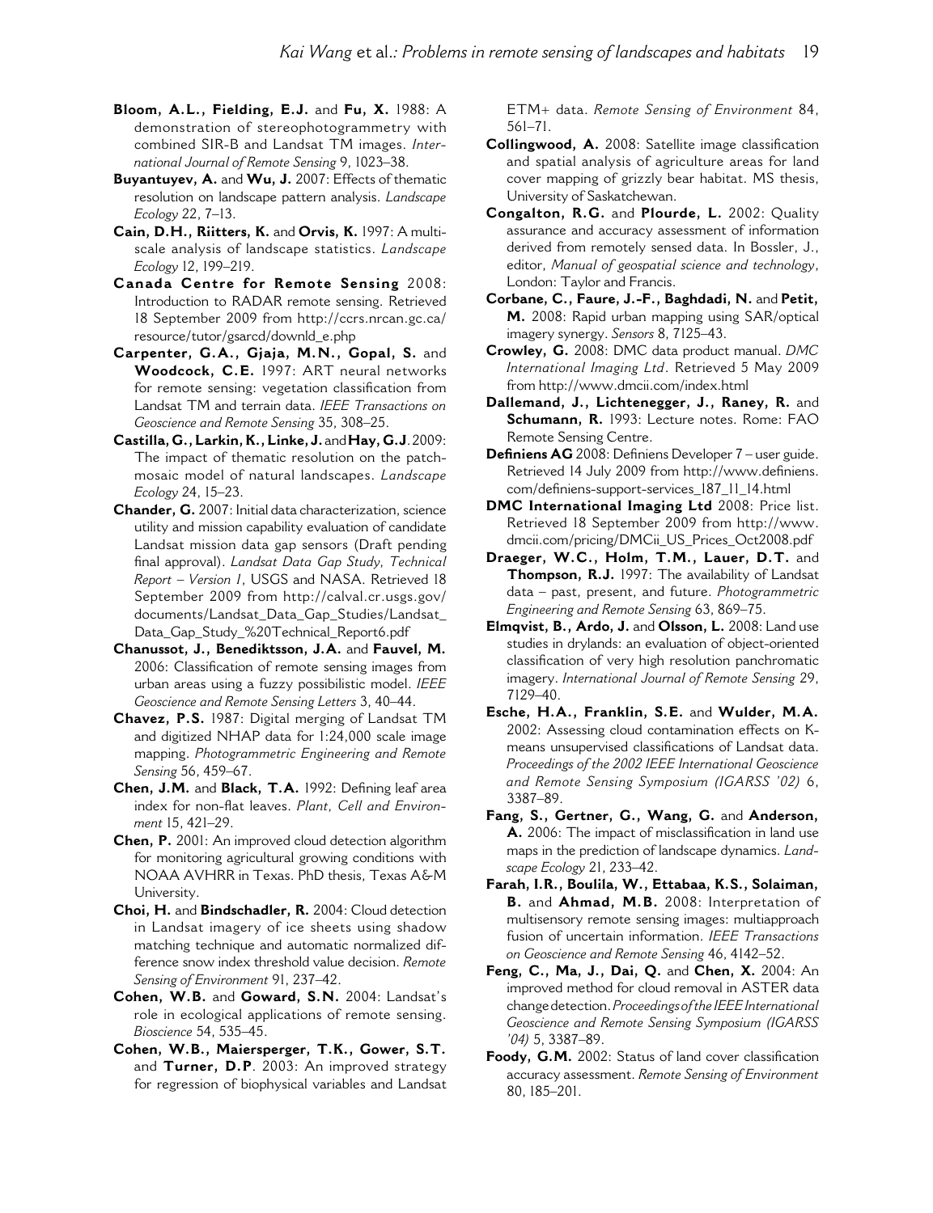**Bloom, A.L., Fielding, E.J.** and **Fu, X.** 1988: A demonstration of stereophotogrammetry with combined SIR-B and Landsat TM images. *International Journal of Remote Sensing* 9, 1023–38.

**Buyantuyev, A.** and **Wu, J.** 2007: Effects of thematic resolution on landscape pattern analysis. *Landscape Ecology* 22, 7–13.

**Cain, D.H., Riitters, K.** and **Orvis, K.** 1997: A multi-scale analysis of landscape statistics. *Landscape Ecology* 12, 199–219.

**Canada Centre for Remote Sensing** 2008: Introduction to RADAR remote sensing. Retrieved 18 September 2009 from http://ccrs.nrcan.gc.ca/resource/tutor/gsarcd/downld_e.php

**Carpenter, G.A., Gjaja, M.N., Gopal, S.** and **Woodcock, C.E.** 1997: ART neural networks for remote sensing: vegetation classification from Landsat TM and terrain data. *IEEE Transactions on Geoscience and Remote Sensing* 35, 308–25.

**Castilla, G., Larkin, K., Linke, J.** and **Hay, G.J.** 2009: The impact of thematic resolution on the patch-mosaic model of natural landscapes. *Landscape Ecology* 24, 15–23.

**Chander, G.** 2007: Initial data characterization, science utility and mission capability evaluation of candidate Landsat mission data gap sensors (Draft pending final approval). *Landsat Data Gap Study, Technical Report – Version 1*, USGS and NASA. Retrieved 18 September 2009 from http://calval.cr.usgs.gov/documents/Landsat_Data_Gap_Studies/Landsat_Data_Gap_Study_%20Technical_Report6.pdf

**Chanussot, J., Benediktsson, J.A.** and **Fauvel, M.** 2006: Classification of remote sensing images from urban areas using a fuzzy possibilistic model. *IEEE Geoscience and Remote Sensing Letters* 3, 40–44.

**Chavez, P.S.** 1987: Digital merging of Landsat TM and digitized NHAP data for 1:24,000 scale image mapping. *Photogrammetric Engineering and Remote Sensing* 56, 459–67.

**Chen, J.M.** and **Black, T.A.** 1992: Defining leaf area index for non-flat leaves. *Plant, Cell and Environment* 15, 421–29.

**Chen, P.** 2001: An improved cloud detection algorithm for monitoring agricultural growing conditions with NOAA AVHRR in Texas. PhD thesis, Texas A&M University.

**Choi, H.** and **Bindschadler, R.** 2004: Cloud detection in Landsat imagery of ice sheets using shadow matching technique and automatic normalized difference snow index threshold value decision. *Remote Sensing of Environment* 91, 237–42.

**Cohen, W.B.** and **Goward, S.N.** 2004: Landsat's role in ecological applications of remote sensing. *Bioscience* 54, 535–45.

**Cohen, W.B., Maiersperger, T.K., Gower, S.T.** and **Turner, D.P**. 2003: An improved strategy for regression of biophysical variables and Landsat ETM+ data. *Remote Sensing of Environment* 84, 561–71.

**Collingwood, A.** 2008: Satellite image classification and spatial analysis of agriculture areas for land cover mapping of grizzly bear habitat. MS thesis, University of Saskatchewan.

**Congalton, R.G.** and **Plourde, L.** 2002: Quality assurance and accuracy assessment of information derived from remotely sensed data. In Bossler, J., editor, *Manual of geospatial science and technology*, London: Taylor and Francis.

**Corbane, C., Faure, J.-F., Baghdadi, N.** and **Petit, M.** 2008: Rapid urban mapping using SAR/optical imagery synergy. *Sensors* 8, 7125–43.

**Crowley, G.** 2008: DMC data product manual. *DMC International Imaging Ltd*. Retrieved 5 May 2009 from http://www.dmcii.com/index.html

**Dallemand, J., Lichtenegger, J., Raney, R.** and **Schumann, R.** 1993: Lecture notes. Rome: FAO Remote Sensing Centre.

**Definiens AG** 2008: Definiens Developer 7 – user guide. Retrieved 14 July 2009 from http://www.definiens.com/definiens-support-services_187_11_14.html

**DMC International Imaging Ltd** 2008: Price list. Retrieved 18 September 2009 from http://www.dmcii.com/pricing/DMCii_US_Prices_Oct2008.pdf

**Draeger, W.C., Holm, T.M., Lauer, D.T.** and **Thompson, R.J.** 1997: The availability of Landsat data – past, present, and future. *Photogrammetric Engineering and Remote Sensing* 63, 869–75.

**Elmqvist, B., Ardo, J.** and **Olsson, L.** 2008: Land use studies in drylands: an evaluation of object-oriented classification of very high resolution panchromatic imagery. *International Journal of Remote Sensing* 29, 7129–40.

**Esche, H.A., Franklin, S.E.** and **Wulder, M.A.** 2002: Assessing cloud contamination effects on K-means unsupervised classifications of Landsat data. *Proceedings of the 2002 IEEE International Geoscience and Remote Sensing Symposium (IGARSS '02)* 6, 3387–89.

**Fang, S., Gertner, G., Wang, G.** and **Anderson, A.** 2006: The impact of misclassification in land use maps in the prediction of landscape dynamics. *Landscape Ecology* 21, 233–42.

**Farah, I.R., Boulila, W., Ettabaa, K.S., Solaiman, B.** and **Ahmad, M.B.** 2008: Interpretation of multisensory remote sensing images: multiapproach fusion of uncertain information. *IEEE Transactions on Geoscience and Remote Sensing* 46, 4142–52.

**Feng, C., Ma, J., Dai, Q.** and **Chen, X.** 2004: An improved method for cloud removal in ASTER data change detection. *Proceedings of the IEEE International Geoscience and Remote Sensing Symposium (IGARSS '04)* 5, 3387–89.

**Foody, G.M.** 2002: Status of land cover classification accuracy assessment. *Remote Sensing of Environment* 80, 185–201.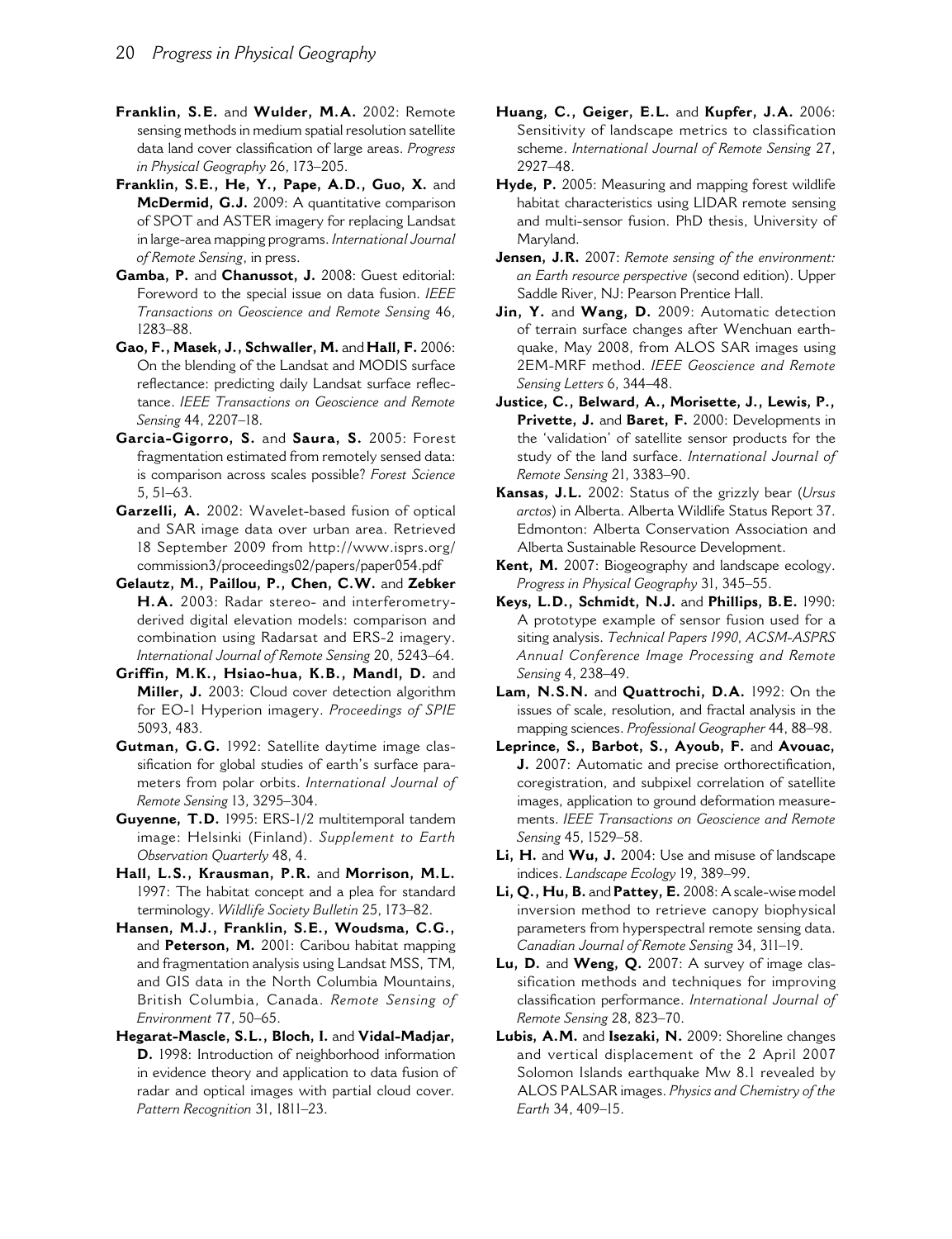**Franklin, S.E.** and **Wulder, M.A.** 2002: Remote sensing methods in medium spatial resolution satellite data land cover classification of large areas. *Progress in Physical Geography* 26, 173–205.

**Franklin, S.E., He, Y., Pape, A.D., Guo, X.** and **McDermid, G.J.** 2009: A quantitative comparison of SPOT and ASTER imagery for replacing Landsat in large-area mapping programs. *International Journal of Remote Sensing*, in press.

**Gamba, P.** and **Chanussot, J.** 2008: Guest editorial: Foreword to the special issue on data fusion. *IEEE Transactions on Geoscience and Remote Sensing* 46, 1283–88.

**Gao, F., Masek, J., Schwaller, M.** and **Hall, F.** 2006: On the blending of the Landsat and MODIS surface reflectance: predicting daily Landsat surface reflectance. *IEEE Transactions on Geoscience and Remote Sensing* 44, 2207–18.

**Garcia-Gigorro, S.** and **Saura, S.** 2005: Forest fragmentation estimated from remotely sensed data: is comparison across scales possible? *Forest Science* 5, 51–63.

**Garzelli, A.** 2002: Wavelet-based fusion of optical and SAR image data over urban area. Retrieved 18 September 2009 from http://www.isprs.org/commission3/proceedings02/papers/paper054.pdf

**Gelautz, M., Paillou, P., Chen, C.W.** and **Zebker H.A.** 2003: Radar stereo- and interferometry-derived digital elevation models: comparison and combination using Radarsat and ERS-2 imagery. *International Journal of Remote Sensing* 20, 5243–64.

**Griffin, M.K., Hsiao-hua, K.B., Mandl, D.** and **Miller, J.** 2003: Cloud cover detection algorithm for EO-1 Hyperion imagery. *Proceedings of SPIE* 5093, 483.

**Gutman, G.G.** 1992: Satellite daytime image classification for global studies of earth's surface parameters from polar orbits. *International Journal of Remote Sensing* 13, 3295–304.

**Guyenne, T.D.** 1995: ERS-1/2 multitemporal tandem image: Helsinki (Finland). *Supplement to Earth Observation Quarterly* 48, 4.

**Hall, L.S., Krausman, P.R.** and **Morrison, M.L.** 1997: The habitat concept and a plea for standard terminology. *Wildlife Society Bulletin* 25, 173–82.

**Hansen, M.J., Franklin, S.E., Woudsma, C.G.,** and **Peterson, M.** 2001: Caribou habitat mapping and fragmentation analysis using Landsat MSS, TM, and GIS data in the North Columbia Mountains, British Columbia, Canada. *Remote Sensing of Environment* 77, 50–65.

**Hegarat-Mascle, S.L., Bloch, I.** and **Vidal-Madjar, D.** 1998: Introduction of neighborhood information in evidence theory and application to data fusion of radar and optical images with partial cloud cover. *Pattern Recognition* 31, 1811–23.

**Huang, C., Geiger, E.L.** and **Kupfer, J.A.** 2006: Sensitivity of landscape metrics to classification scheme. *International Journal of Remote Sensing* 27, 2927–48.

**Hyde, P.** 2005: Measuring and mapping forest wildlife habitat characteristics using LIDAR remote sensing and multi-sensor fusion. PhD thesis, University of Maryland.

**Jensen, J.R.** 2007: *Remote sensing of the environment: an Earth resource perspective* (second edition). Upper Saddle River, NJ: Pearson Prentice Hall.

**Jin, Y.** and **Wang, D.** 2009: Automatic detection of terrain surface changes after Wenchuan earthquake, May 2008, from ALOS SAR images using 2EM-MRF method. *IEEE Geoscience and Remote Sensing Letters* 6, 344–48.

**Justice, C., Belward, A., Morisette, J., Lewis, P., Privette, J.** and **Baret, F.** 2000: Developments in the 'validation' of satellite sensor products for the study of the land surface. *International Journal of Remote Sensing* 21, 3383–90.

**Kansas, J.L.** 2002: Status of the grizzly bear (*Ursus arctos*) in Alberta. Alberta Wildlife Status Report 37. Edmonton: Alberta Conservation Association and Alberta Sustainable Resource Development.

**Kent, M.** 2007: Biogeography and landscape ecology. *Progress in Physical Geography* 31, 345–55.

**Keys, L.D., Schmidt, N.J.** and **Phillips, B.E.** 1990: A prototype example of sensor fusion used for a siting analysis. *Technical Papers 1990, ACSM-ASPRS Annual Conference Image Processing and Remote Sensing* 4, 238–49.

**Lam, N.S.N.** and **Quattrochi, D.A.** 1992: On the issues of scale, resolution, and fractal analysis in the mapping sciences. *Professional Geographer* 44, 88–98.

**Leprince, S., Barbot, S., Ayoub, F.** and **Avouac, J.** 2007: Automatic and precise orthorectification, coregistration, and subpixel correlation of satellite images, application to ground deformation measurements. *IEEE Transactions on Geoscience and Remote Sensing* 45, 1529–58.

**Li, H.** and **Wu, J.** 2004: Use and misuse of landscape indices. *Landscape Ecology* 19, 389–99.

**Li, Q., Hu, B.** and **Pattey, E.** 2008: A scale-wise model inversion method to retrieve canopy biophysical parameters from hyperspectral remote sensing data. *Canadian Journal of Remote Sensing* 34, 311–19.

**Lu, D.** and **Weng, Q.** 2007: A survey of image classification methods and techniques for improving classification performance. *International Journal of Remote Sensing* 28, 823–70.

**Lubis, A.M.** and **Isezaki, N.** 2009: Shoreline changes and vertical displacement of the 2 April 2007 Solomon Islands earthquake Mw 8.1 revealed by ALOS PALSAR images. *Physics and Chemistry of the Earth* 34, 409–15.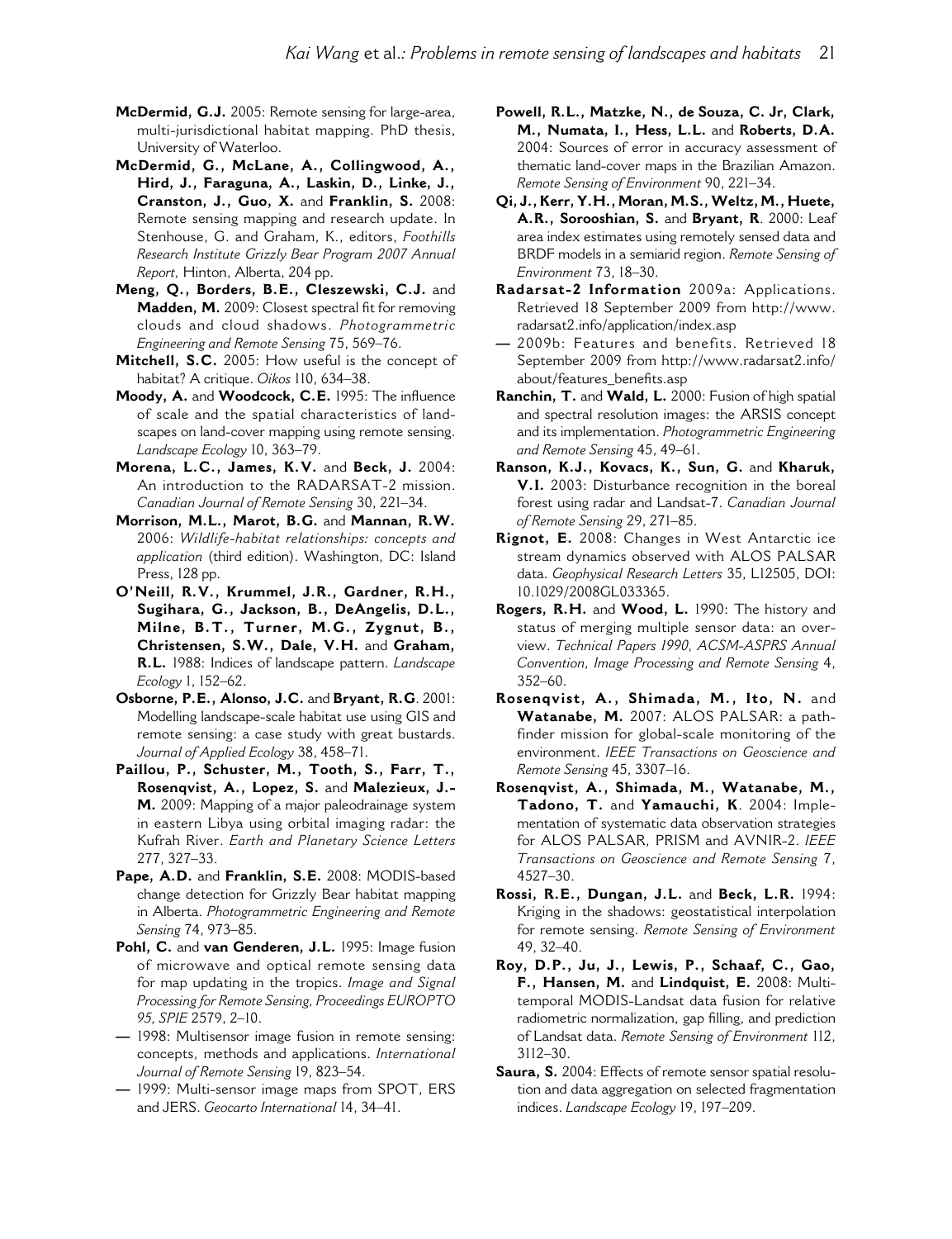**McDermid, G.J.** 2005: Remote sensing for large-area, multi-jurisdictional habitat mapping. PhD thesis, University of Waterloo.

**McDermid, G., McLane, A., Collingwood, A., Hird, J., Faraguna, A., Laskin, D., Linke, J., Cranston, J., Guo, X.** and **Franklin, S.** 2008: Remote sensing mapping and research update. In Stenhouse, G. and Graham, K., editors, *Foothills Research Institute Grizzly Bear Program 2007 Annual Report*, Hinton, Alberta, 204 pp.

**Meng, Q., Borders, B.E., Cleszewski, C.J.** and **Madden, M.** 2009: Closest spectral fit for removing clouds and cloud shadows. *Photogrammetric Engineering and Remote Sensing* 75, 569–76.

**Mitchell, S.C.** 2005: How useful is the concept of habitat? A critique. *Oikos* 110, 634–38.

**Moody, A.** and **Woodcock, C.E.** 1995: The influence of scale and the spatial characteristics of landscapes on land-cover mapping using remote sensing. *Landscape Ecology* 10, 363–79.

**Morena, L.C., James, K.V.** and **Beck, J.** 2004: An introduction to the RADARSAT-2 mission. *Canadian Journal of Remote Sensing* 30, 221–34.

**Morrison, M.L., Marot, B.G.** and **Mannan, R.W.** 2006: *Wildlife-habitat relationships: concepts and application* (third edition). Washington, DC: Island Press, 128 pp.

**O'Neill, R.V., Krummel, J.R., Gardner, R.H., Sugihara, G., Jackson, B., DeAngelis, D.L., Milne, B.T., Turner, M.G., Zygnut, B., Christensen, S.W., Dale, V.H.** and **Graham, R.L.** 1988: Indices of landscape pattern. *Landscape Ecology* 1, 152–62.

**Osborne, P.E., Alonso, J.C.** and **Bryant, R.G**. 2001: Modelling landscape-scale habitat use using GIS and remote sensing: a case study with great bustards. *Journal of Applied Ecology* 38, 458–71.

**Paillou, P., Schuster, M., Tooth, S., Farr, T., Rosenqvist, A., Lopez, S.** and **Malezieux, J.-M.** 2009: Mapping of a major paleodrainage system in eastern Libya using orbital imaging radar: the Kufrah River. *Earth and Planetary Science Letters* 277, 327–33.

**Pape, A.D.** and **Franklin, S.E.** 2008: MODIS-based change detection for Grizzly Bear habitat mapping in Alberta. *Photogrammetric Engineering and Remote Sensing* 74, 973–85.

**Pohl, C.** and **van Genderen, J.L.** 1995: Image fusion of microwave and optical remote sensing data for map updating in the tropics. *Image and Signal Processing for Remote Sensing, Proceedings EUROPTO 95, SPIE* 2579, 2–10.

— 1998: Multisensor image fusion in remote sensing: concepts, methods and applications. *International Journal of Remote Sensing* 19, 823–54.

— 1999: Multi-sensor image maps from SPOT, ERS and JERS. *Geocarto International* 14, 34–41.

**Powell, R.L., Matzke, N., de Souza, C. Jr, Clark, M., Numata, I., Hess, L.L.** and **Roberts, D.A.** 2004: Sources of error in accuracy assessment of thematic land-cover maps in the Brazilian Amazon. *Remote Sensing of Environment* 90, 221–34.

**Qi, J., Kerr, Y.H., Moran, M.S., Weltz, M., Huete, A.R., Sorooshian, S.** and **Bryant, R**. 2000: Leaf area index estimates using remotely sensed data and BRDF models in a semiarid region. *Remote Sensing of Environment* 73, 18–30.

**Radarsat-2 Information** 2009a: Applications. Retrieved 18 September 2009 from http://www.radarsat2.info/application/index.asp

— 2009b: Features and benefits. Retrieved 18 September 2009 from http://www.radarsat2.info/about/features_benefits.asp

**Ranchin, T.** and **Wald, L.** 2000: Fusion of high spatial and spectral resolution images: the ARSIS concept and its implementation. *Photogrammetric Engineering and Remote Sensing* 45, 49–61.

**Ranson, K.J., Kovacs, K., Sun, G.** and **Kharuk, V.I.** 2003: Disturbance recognition in the boreal forest using radar and Landsat-7. *Canadian Journal of Remote Sensing* 29, 271–85.

**Rignot, E.** 2008: Changes in West Antarctic ice stream dynamics observed with ALOS PALSAR data. *Geophysical Research Letters* 35, L12505, DOI: 10.1029/2008GL033365.

**Rogers, R.H.** and **Wood, L.** 1990: The history and status of merging multiple sensor data: an overview. *Technical Papers 1990, ACSM-ASPRS Annual Convention, Image Processing and Remote Sensing* 4, 352–60.

**Rosenqvist, A., Shimada, M., Ito, N.** and **Watanabe, M.** 2007: ALOS PALSAR: a pathfinder mission for global-scale monitoring of the environment. *IEEE Transactions on Geoscience and Remote Sensing* 45, 3307–16.

**Rosenqvist, A., Shimada, M., Watanabe, M., Tadono, T.** and **Yamauchi, K**. 2004: Implementation of systematic data observation strategies for ALOS PALSAR, PRISM and AVNIR-2. *IEEE Transactions on Geoscience and Remote Sensing* 7, 4527–30.

**Rossi, R.E., Dungan, J.L.** and **Beck, L.R.** 1994: Kriging in the shadows: geostatistical interpolation for remote sensing. *Remote Sensing of Environment* 49, 32–40.

**Roy, D.P., Ju, J., Lewis, P., Schaaf, C., Gao, F., Hansen, M.** and **Lindquist, E.** 2008: Multi-temporal MODIS-Landsat data fusion for relative radiometric normalization, gap filling, and prediction of Landsat data. *Remote Sensing of Environment* 112, 3112–30.

**Saura, S.** 2004: Effects of remote sensor spatial resolution and data aggregation on selected fragmentation indices. *Landscape Ecology* 19, 197–209.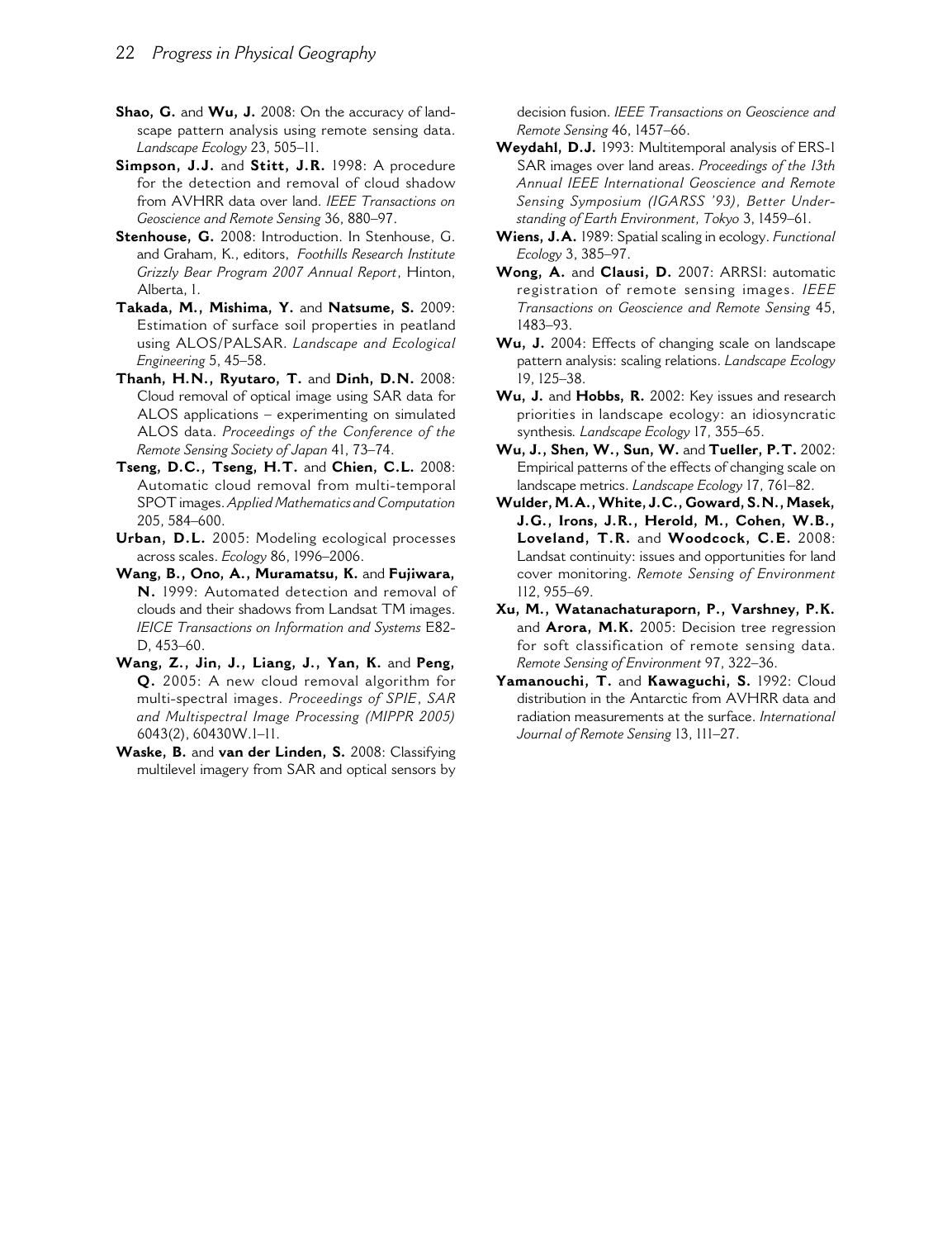**Shao, G.** and **Wu, J.** 2008: On the accuracy of landscape pattern analysis using remote sensing data. *Landscape Ecology* 23, 505–11.

**Simpson, J.J.** and **Stitt, J.R.** 1998: A procedure for the detection and removal of cloud shadow from AVHRR data over land. *IEEE Transactions on Geoscience and Remote Sensing* 36, 880–97.

**Stenhouse, G.** 2008: Introduction. In Stenhouse, G. and Graham, K., editors, *Foothills Research Institute Grizzly Bear Program 2007 Annual Report*, Hinton, Alberta, 1.

**Takada, M., Mishima, Y.** and **Natsume, S.** 2009: Estimation of surface soil properties in peatland using ALOS/PALSAR. *Landscape and Ecological Engineering* 5, 45–58.

**Thanh, H.N., Ryutaro, T.** and **Dinh, D.N.** 2008: Cloud removal of optical image using SAR data for ALOS applications – experimenting on simulated ALOS data. *Proceedings of the Conference of the Remote Sensing Society of Japan* 41, 73–74.

**Tseng, D.C., Tseng, H.T.** and **Chien, C.L.** 2008: Automatic cloud removal from multi-temporal SPOT images. *Applied Mathematics and Computation* 205, 584–600.

**Urban, D.L.** 2005: Modeling ecological processes across scales. *Ecology* 86, 1996–2006.

**Wang, B., Ono, A., Muramatsu, K.** and **Fujiwara, N.** 1999: Automated detection and removal of clouds and their shadows from Landsat TM images. *IEICE Transactions on Information and Systems* E82-D, 453–60.

**Wang, Z., Jin, J., Liang, J., Yan, K.** and **Peng, Q.** 2005: A new cloud removal algorithm for multi-spectral images. *Proceedings of SPIE, SAR and Multispectral Image Processing (MIPPR 2005)* 6043(2), 60430W.1–11.

**Waske, B.** and **van der Linden, S.** 2008: Classifying multilevel imagery from SAR and optical sensors by decision fusion. *IEEE Transactions on Geoscience and Remote Sensing* 46, 1457–66.

**Weydahl, D.J.** 1993: Multitemporal analysis of ERS-1 SAR images over land areas. *Proceedings of the 13th Annual IEEE International Geoscience and Remote Sensing Symposium (IGARSS '93), Better Understanding of Earth Environment, Tokyo* 3, 1459–61.

**Wiens, J.A.** 1989: Spatial scaling in ecology. *Functional Ecology* 3, 385–97.

**Wong, A.** and **Clausi, D.** 2007: ARRSI: automatic registration of remote sensing images. *IEEE Transactions on Geoscience and Remote Sensing* 45, 1483–93.

**Wu, J.** 2004: Effects of changing scale on landscape pattern analysis: scaling relations. *Landscape Ecology* 19, 125–38.

**Wu, J.** and **Hobbs, R.** 2002: Key issues and research priorities in landscape ecology: an idiosyncratic synthesis. *Landscape Ecology* 17, 355–65.

**Wu, J., Shen, W., Sun, W.** and **Tueller, P.T.** 2002: Empirical patterns of the effects of changing scale on landscape metrics. *Landscape Ecology* 17, 761–82.

**Wulder, M.A., White, J.C., Goward, S.N., Masek, J.G., Irons, J.R., Herold, M., Cohen, W.B., Loveland, T.R.** and **Woodcock, C.E.** 2008: Landsat continuity: issues and opportunities for land cover monitoring. *Remote Sensing of Environment* 112, 955–69.

**Xu, M., Watanachaturaporn, P., Varshney, P.K.** and **Arora, M.K.** 2005: Decision tree regression for soft classification of remote sensing data. *Remote Sensing of Environment* 97, 322–36.

**Yamanouchi, T.** and **Kawaguchi, S.** 1992: Cloud distribution in the Antarctic from AVHRR data and radiation measurements at the surface. *International Journal of Remote Sensing* 13, 111–27.